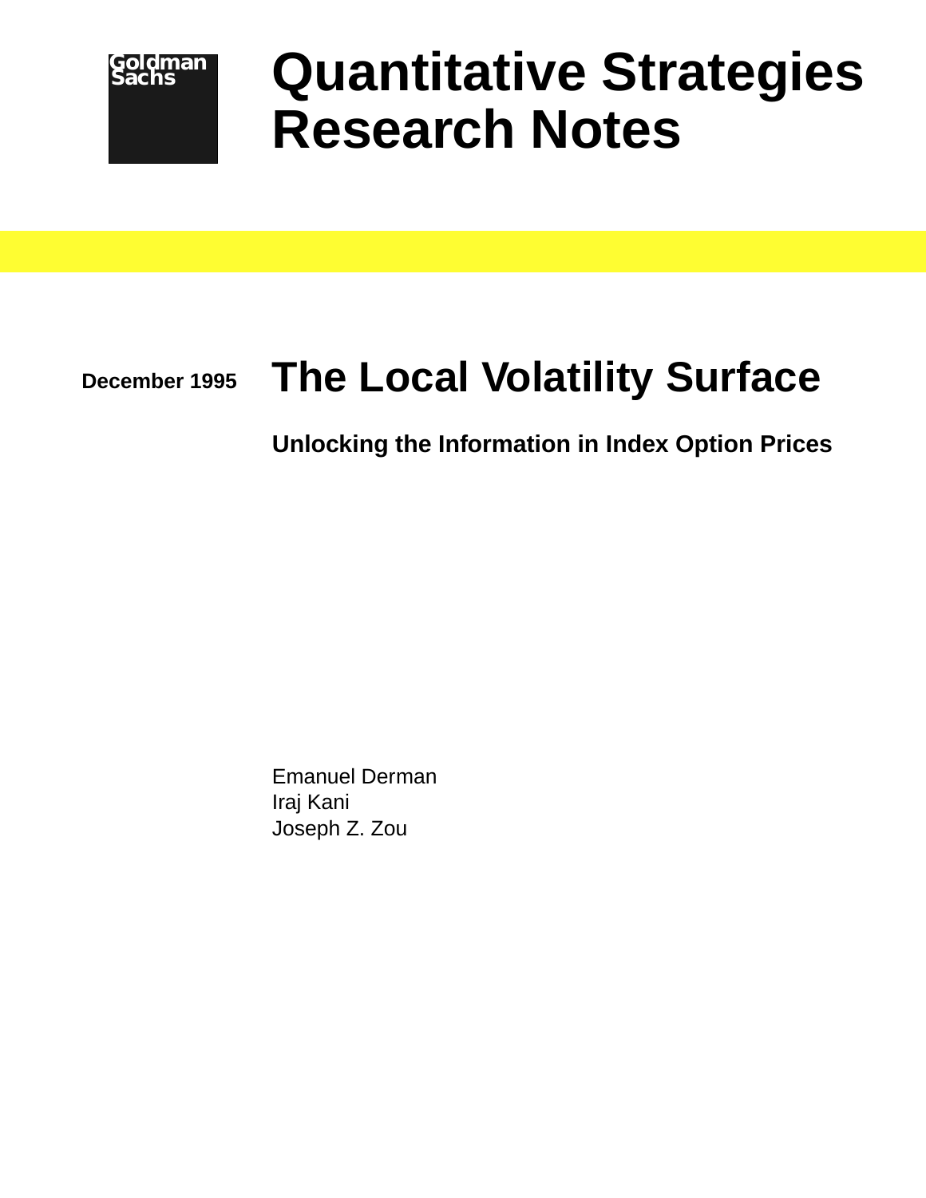Goldman Sachs

# Quantitative Strategies Research Notes

December 1995

## The Local Volatility Surface

### Unlocking the Information in Index Option Prices

Emanuel Derman
Iraj Kani
Joseph Z. Zou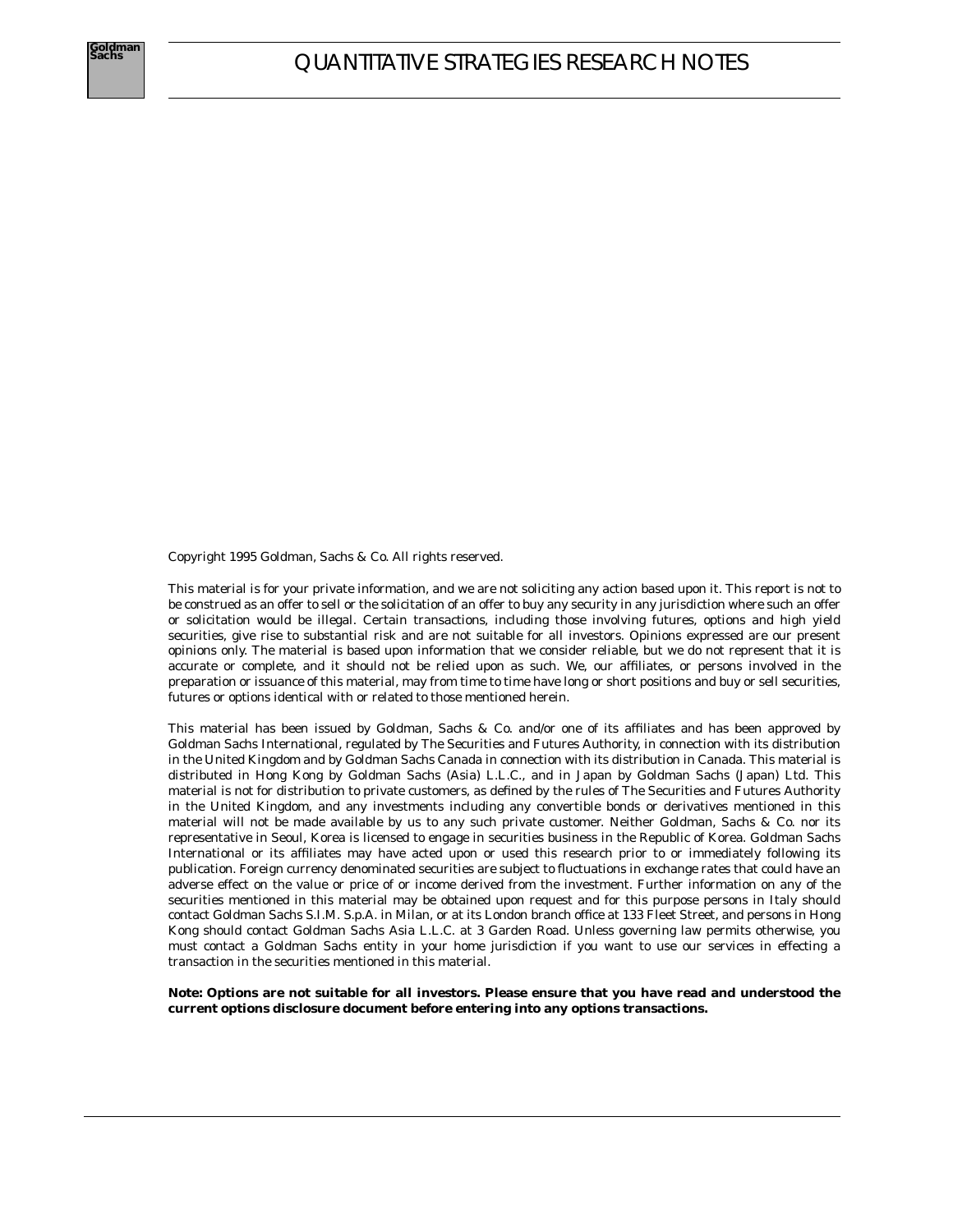Copyright 1995 Goldman, Sachs & Co. All rights reserved.

This material is for your private information, and we are not soliciting any action based upon it. This report is not to be construed as an offer to sell or the solicitation of an offer to buy any security in any jurisdiction where such an offer or solicitation would be illegal. Certain transactions, including those involving futures, options and high yield securities, give rise to substantial risk and are not suitable for all investors. Opinions expressed are our present opinions only. The material is based upon information that we consider reliable, but we do not represent that it is accurate or complete, and it should not be relied upon as such. We, our affiliates, or persons involved in the preparation or issuance of this material, may from time to time have long or short positions and buy or sell securities, futures or options identical with or related to those mentioned herein.

This material has been issued by Goldman, Sachs & Co. and/or one of its affiliates and has been approved by Goldman Sachs International, regulated by The Securities and Futures Authority, in connection with its distribution in the United Kingdom and by Goldman Sachs Canada in connection with its distribution in Canada. This material is distributed in Hong Kong by Goldman Sachs (Asia) L.L.C., and in Japan by Goldman Sachs (Japan) Ltd. This material is not for distribution to private customers, as defined by the rules of The Securities and Futures Authority in the United Kingdom, and any investments including any convertible bonds or derivatives mentioned in this material will not be made available by us to any such private customer. Neither Goldman, Sachs & Co. nor its representative in Seoul, Korea is licensed to engage in securities business in the Republic of Korea. Goldman Sachs International or its affiliates may have acted upon or used this research prior to or immediately following its publication. Foreign currency denominated securities are subject to fluctuations in exchange rates that could have an adverse effect on the value or price of or income derived from the investment. Further information on any of the securities mentioned in this material may be obtained upon request and for this purpose persons in Italy should contact Goldman Sachs S.I.M. S.p.A. in Milan, or at its London branch office at 133 Fleet Street, and persons in Hong Kong should contact Goldman Sachs Asia L.L.C. at 3 Garden Road. Unless governing law permits otherwise, you must contact a Goldman Sachs entity in your home jurisdiction if you want to use our services in effecting a transaction in the securities mentioned in this material.

**Note: Options are not suitable for all investors. Please ensure that you have read and understood the current options disclosure document before entering into any options transactions.**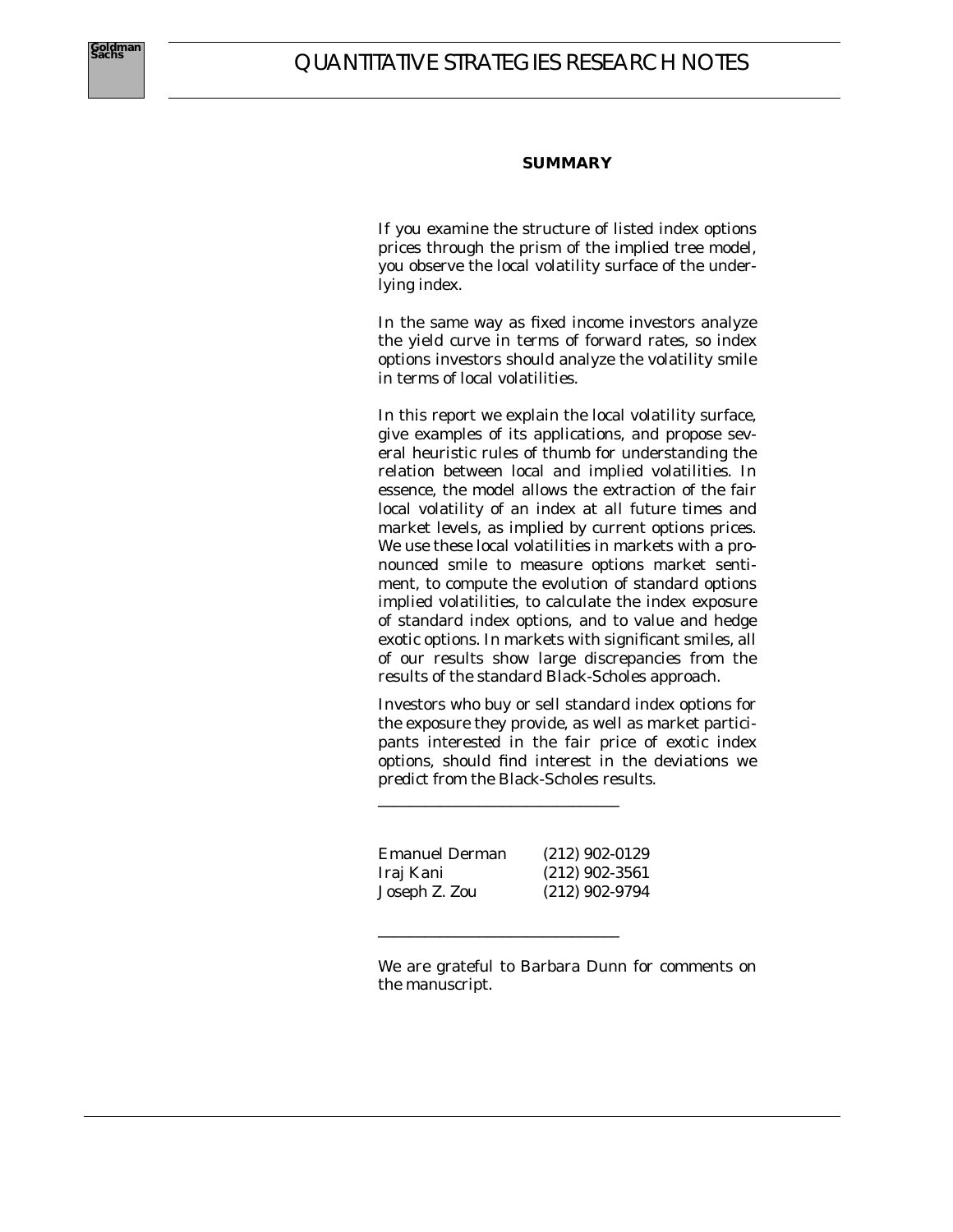## SUMMARY

If you examine the structure of listed index options prices through the prism of the implied tree model, you observe the local volatility surface of the underlying index.

In the same way as fixed income investors analyze the yield curve in terms of forward rates, so index options investors should analyze the volatility smile in terms of local volatilities.

In this report we explain the local volatility surface, give examples of its applications, and propose several heuristic rules of thumb for understanding the relation between local and implied volatilities. In essence, the model allows the extraction of the fair local volatility of an index at all future times and market levels, as implied by current options prices. We use these local volatilities in markets with a pronounced smile to measure options market sentiment, to compute the evolution of standard options implied volatilities, to calculate the index exposure of standard index options, and to value and hedge exotic options. In markets with significant smiles, all of our results show large discrepancies from the results of the standard Black-Scholes approach.

Investors who buy or sell standard index options for the exposure they provide, as well as market participants interested in the fair price of exotic index options, should find interest in the deviations we predict from the Black-Scholes results.

---

| | |
|---|---|
| Emanuel Derman | (212) 902-0129 |
| Iraj Kani | (212) 902-3561 |
| Joseph Z. Zou | (212) 902-9794 |

---

We are grateful to Barbara Dunn for comments on the manuscript.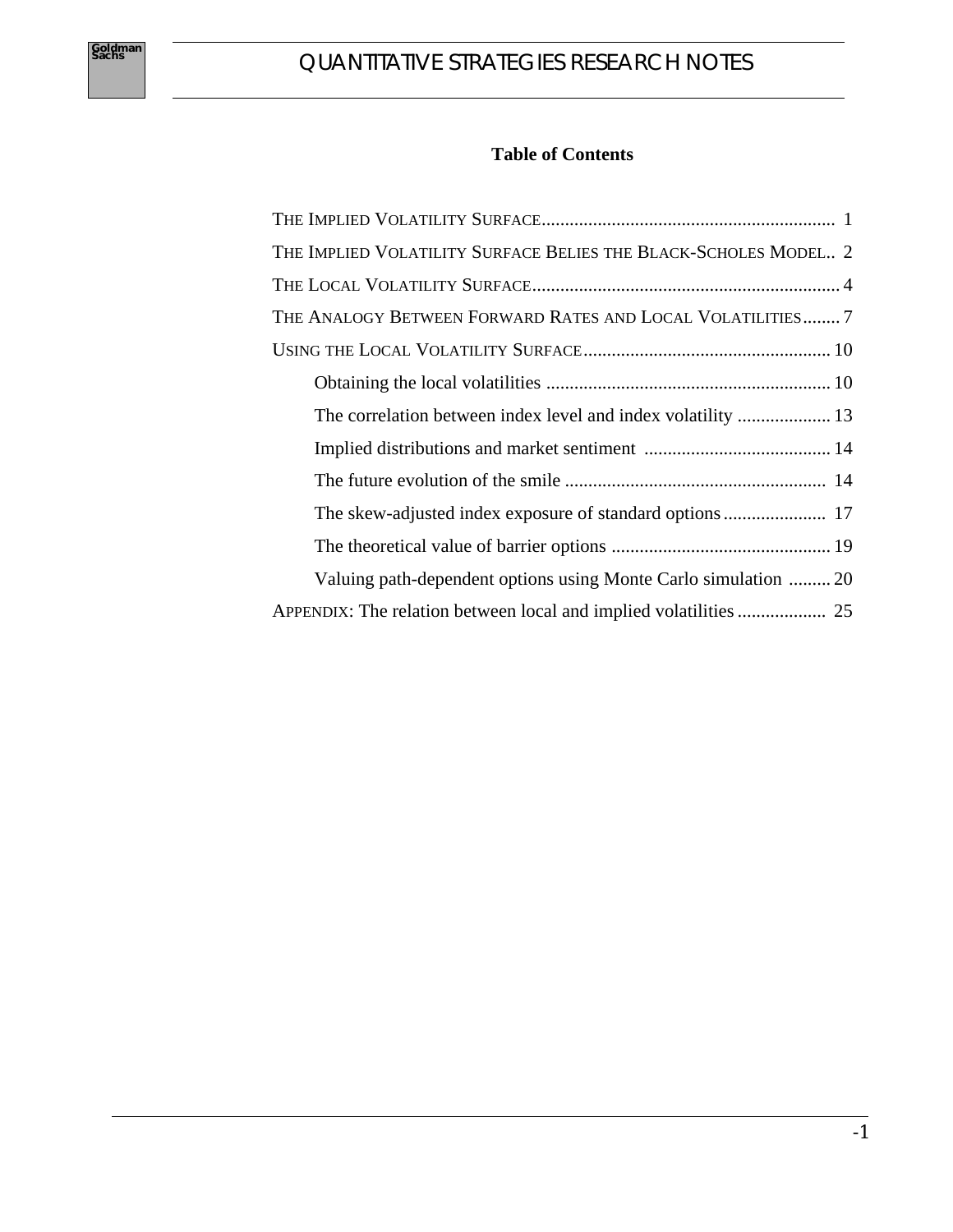## Table of Contents

- THE IMPLIED VOLATILITY SURFACE ........ 1
- THE IMPLIED VOLATILITY SURFACE BELIES THE BLACK-SCHOLES MODEL .. 2
- THE LOCAL VOLATILITY SURFACE ........ 4
- THE ANALOGY BETWEEN FORWARD RATES AND LOCAL VOLATILITIES ........ 7
- USING THE LOCAL VOLATILITY SURFACE ........ 10
  - Obtaining the local volatilities ........ 10
  - The correlation between index level and index volatility ........ 13
  - Implied distributions and market sentiment ........ 14
  - The future evolution of the smile ........ 14
  - The skew-adjusted index exposure of standard options ........ 17
  - The theoretical value of barrier options ........ 19
  - Valuing path-dependent options using Monte Carlo simulation ........ 20
- APPENDIX: The relation between local and implied volatilities ........ 25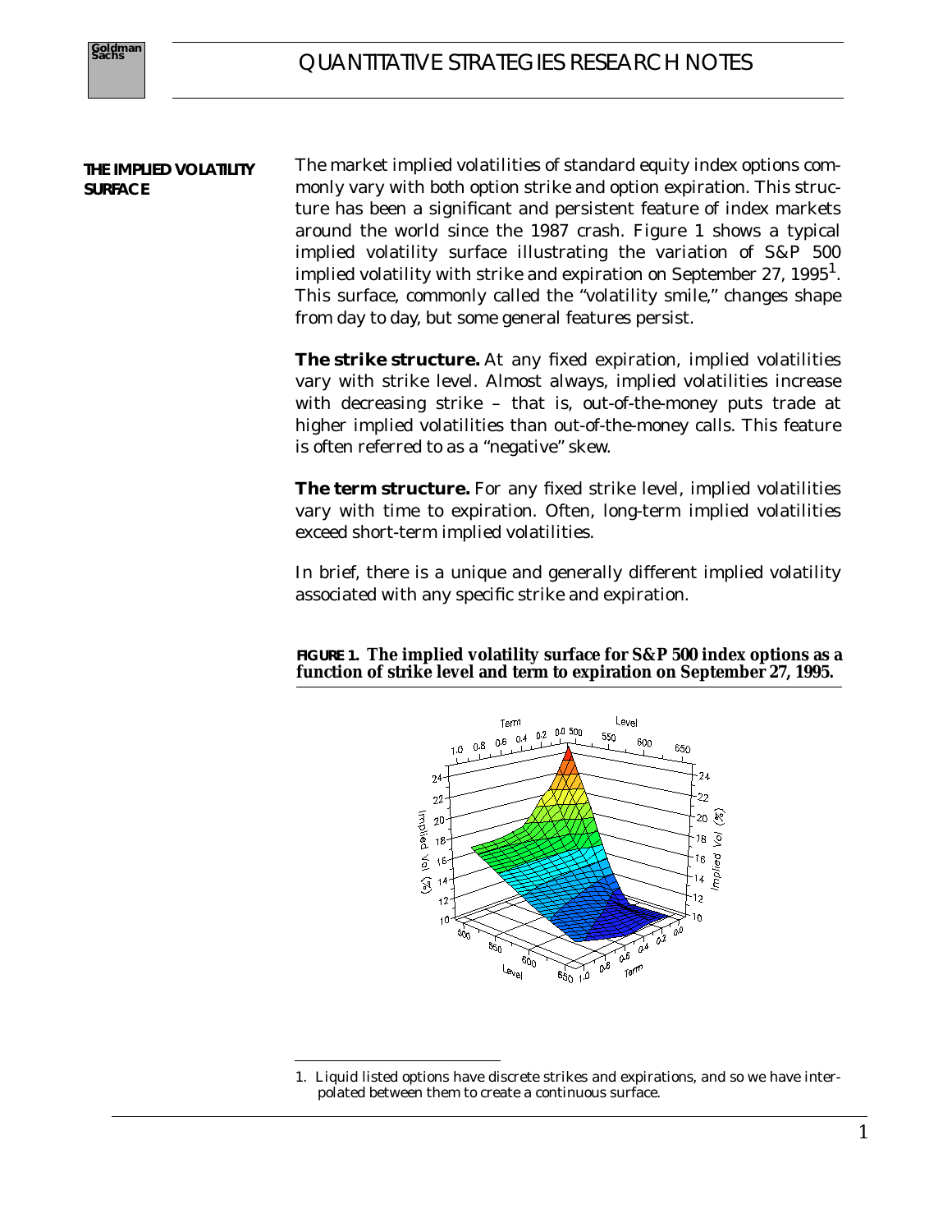## THE IMPLIED VOLATILITY SURFACE

The market implied volatilities of standard equity index options commonly vary with both option strike and option expiration. This structure has been a significant and persistent feature of index markets around the world since the 1987 crash. Figure 1 shows a typical implied volatility surface illustrating the variation of S&P 500 implied volatility with strike and expiration on September 27, 1995[1]. This surface, commonly called the "volatility smile," changes shape from day to day, but some general features persist.

**The strike structure.** At any fixed expiration, implied volatilities vary with strike level. Almost always, implied volatilities increase with decreasing strike – that is, out-of-the-money puts trade at higher implied volatilities than out-of-the-money calls. This feature is often referred to as a "negative" skew.

**The term structure.** For any fixed strike level, implied volatilities vary with time to expiration. Often, long-term implied volatilities exceed short-term implied volatilities.

In brief, there is a unique and generally different implied volatility associated with any specific strike and expiration.

**FIGURE 1. The implied volatility surface for S&P 500 index options as a function of strike level and term to expiration on September 27, 1995.**

---

1. Liquid listed options have discrete strikes and expirations, and so we have interpolated between them to create a continuous surface.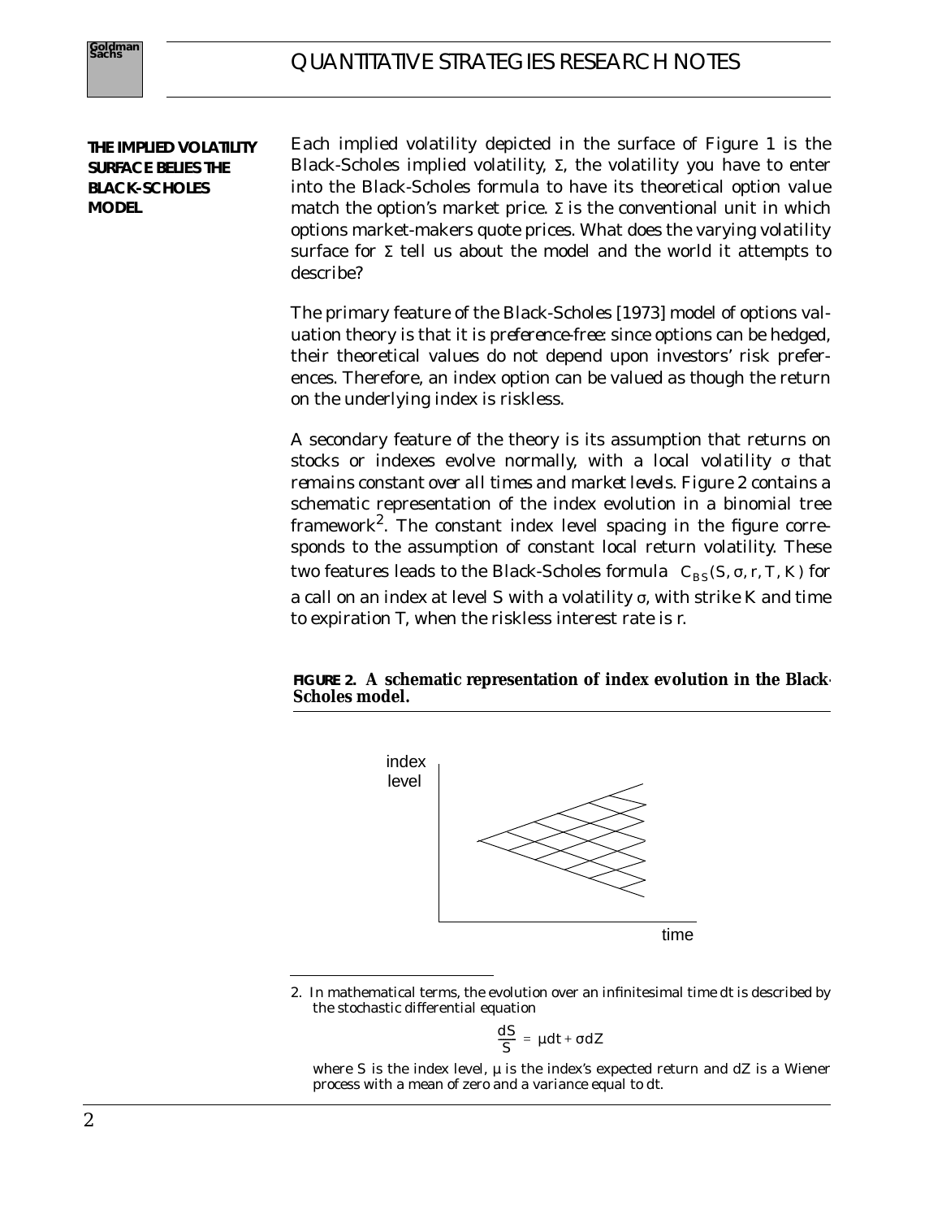## THE IMPLIED VOLATILITY SURFACE BELIES THE BLACK-SCHOLES MODEL

Each implied volatility depicted in the surface of Figure 1 is the Black-Scholes implied volatility, $\Sigma$, the volatility you have to enter into the Black-Scholes formula to have its theoretical option value match the option's market price. $\Sigma$ is the conventional unit in which options market-makers quote prices. What does the varying volatility surface for $\Sigma$ tell us about the model and the world it attempts to describe?

The primary feature of the Black-Scholes [1973] model of options valuation theory is that it is *preference-free*: since options can be hedged, their theoretical values do not depend upon investors' risk preferences. Therefore, an index option can be valued as though the return on the underlying index is riskless.

A secondary feature of the theory is its assumption that returns on stocks or indexes evolve normally, with a local volatility $\sigma$ that *remains constant over all times and market levels*. Figure 2 contains a schematic representation of the index evolution in a binomial tree framework[2]. The constant index level spacing in the figure corresponds to the assumption of constant local return volatility. These two features leads to the Black-Scholes formula $C_{BS}(S, \sigma, r, T, K)$ for a call on an index at level S with a volatility $\sigma$, with strike K and time to expiration T, when the riskless interest rate is r.

**FIGURE 2. A schematic representation of index evolution in the Black-Scholes model.**

---

2. In mathematical terms, the evolution over an infinitesimal time dt is described by the stochastic differential equation

$$\frac{dS}{S} = \mu dt + \sigma dZ$$

where S is the index level, $\mu$ is the index's expected return and dZ is a Wiener process with a mean of zero and a variance equal to dt.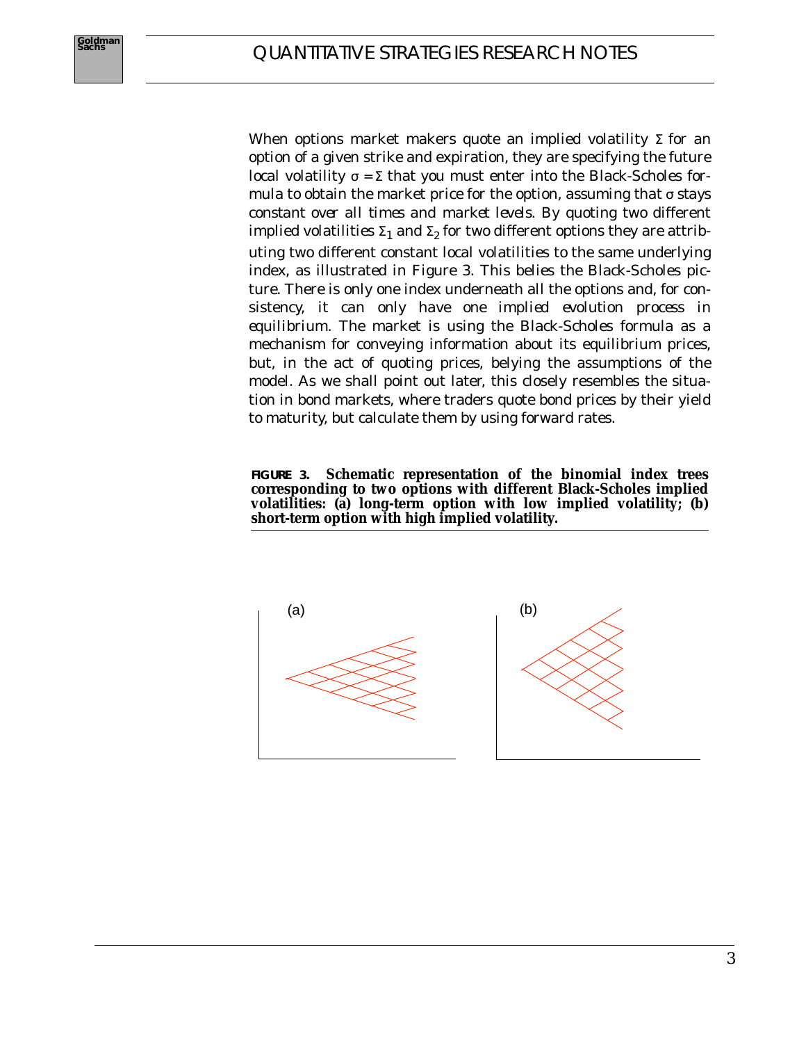When options market makers quote an implied volatility $\Sigma$ for an option of a given strike and expiration, they are specifying the future local volatility $\sigma = \Sigma$ that you must enter into the Black-Scholes formula to obtain the market price for the option, assuming that $\sigma$ stays constant over all times and market levels. By quoting two different implied volatilities $\Sigma_1$ and $\Sigma_2$ for two different options they are attributing two different constant local volatilities to the same underlying index, as illustrated in Figure 3. This belies the Black-Scholes picture. There is only one index underneath all the options and, for consistency, it can only have one *implied evolution process* in *equilibrium*. The market is using the Black-Scholes formula as a mechanism for conveying information about its equilibrium prices, but, in the act of quoting prices, belying the assumptions of the model. As we shall point out later, this closely resembles the situation in bond markets, where traders quote bond prices by their yield to maturity, but calculate them by using forward rates.

**FIGURE 3. Schematic representation of the binomial index trees corresponding to two options with different Black-Scholes implied volatilities: (a) long-term option with low implied volatility; (b) short-term option with high implied volatility.**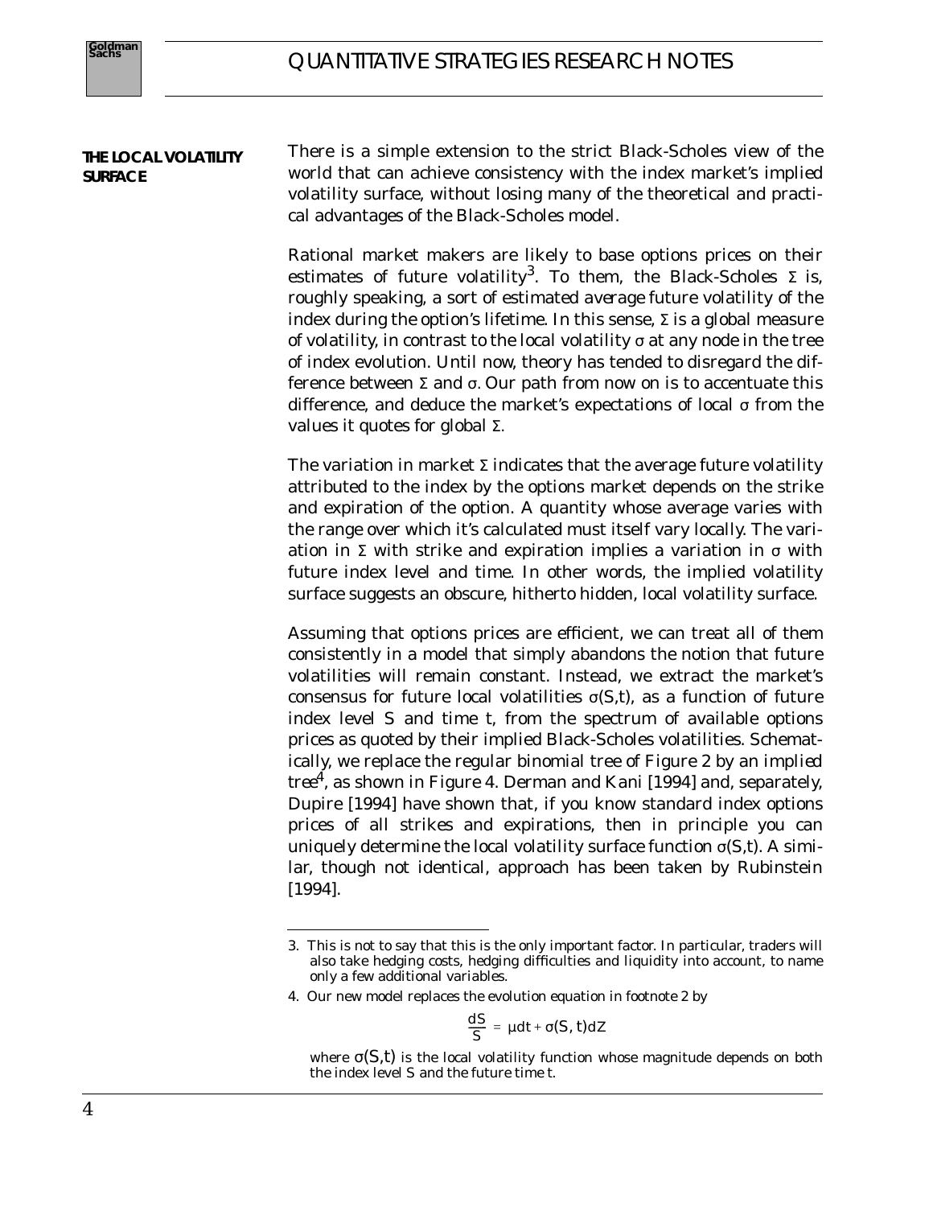## THE LOCAL VOLATILITY SURFACE

There is a simple extension to the strict Black-Scholes view of the world that can achieve consistency with the index market's implied volatility surface, without losing many of the theoretical and practical advantages of the Black-Scholes model.

Rational market makers are likely to base options prices on their estimates of future volatility[3]. To them, the Black-Scholes $\Sigma$ is, roughly speaking, a sort of estimated *average* future volatility of the index during the option's lifetime. In this sense, $\Sigma$ is a *global* measure of volatility, in contrast to the *local* volatility $\sigma$ at any node in the tree of index evolution. Until now, theory has tended to disregard the difference between $\Sigma$ and $\sigma$. Our path from now on is to accentuate this difference, and deduce the market's expectations of local $\sigma$ from the values it quotes for global $\Sigma$.

The variation in market $\Sigma$ indicates that the average future volatility attributed to the index by the options market depends on the strike and expiration of the option. A quantity whose average varies with the range over which it's calculated must itself vary locally. The variation in $\Sigma$ with strike and expiration implies a variation in $\sigma$ with future index level and time. In other words, the implied volatility surface suggests an obscure, hitherto hidden, local volatility surface.

Assuming that options prices are efficient, we can treat all of them consistently in a model that simply abandons the notion that future volatilities will remain constant. Instead, we extract the market's consensus for future local volatilities $\sigma(S,t)$, as a function of future index level $S$ and time $t$, from the spectrum of available options prices as quoted by their implied Black-Scholes volatilities. Schematically, we replace the regular binomial tree of Figure 2 by an *implied tree*[4], as shown in Figure 4. Derman and Kani [1994] and, separately, Dupire [1994] have shown that, if you know standard index options prices of all strikes and expirations, then in principle you can uniquely determine the local volatility surface function $\sigma(S,t)$. A similar, though not identical, approach has been taken by Rubinstein [1994].

---

3. This is not to say that this is the only important factor. In particular, traders will also take hedging costs, hedging difficulties and liquidity into account, to name only a few additional variables.

4. Our new model replaces the evolution equation in footnote 2 by

$$\frac{dS}{S} = \mu dt + \sigma(S, t) dZ$$

where $\sigma(S,t)$ is the local volatility function whose magnitude depends on both the index level $S$ and the future time $t$.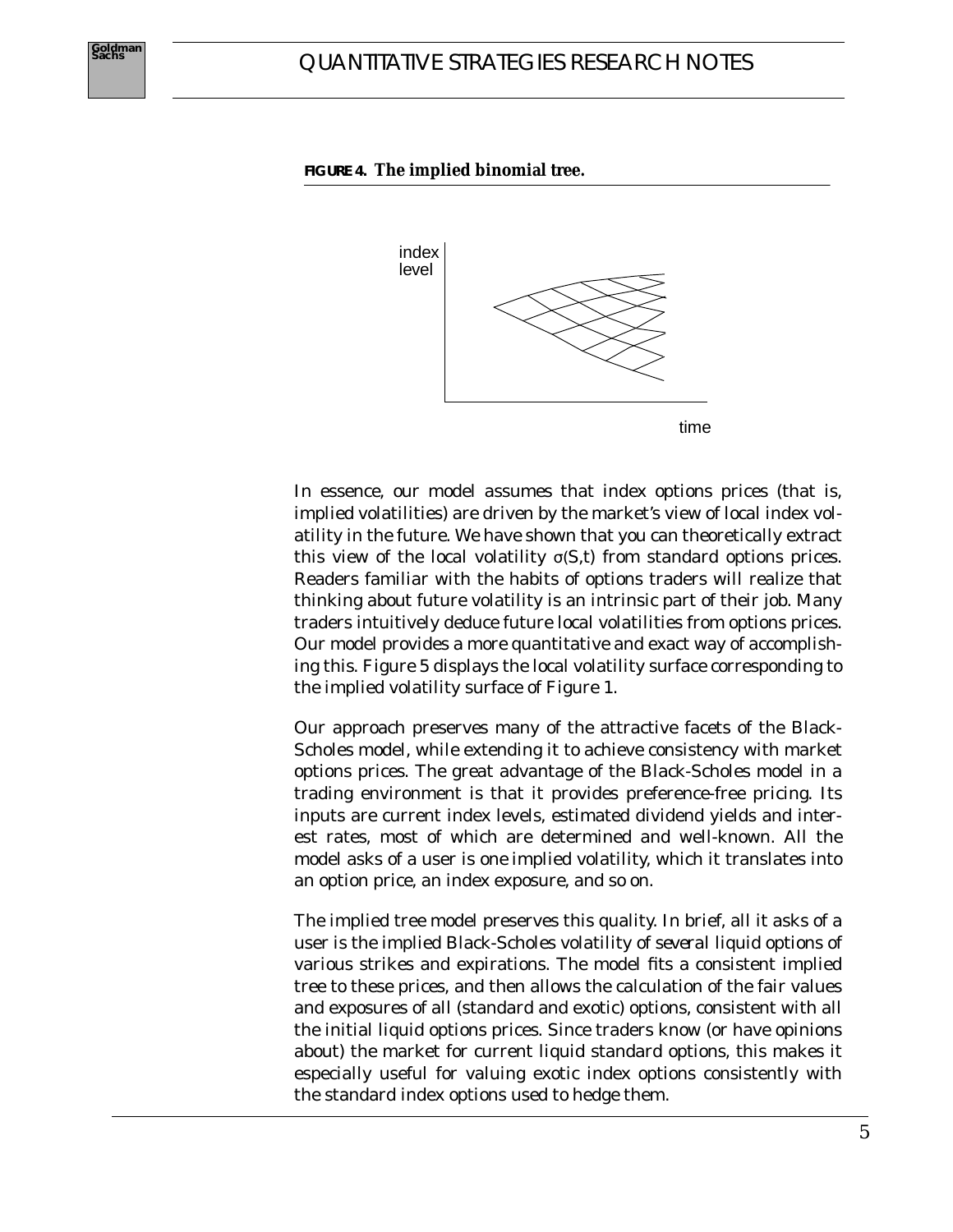**FIGURE 4. The implied binomial tree.**

index level

time

In essence, our model assumes that index options prices (that is, implied volatilities) are driven by the market's view of local index volatility in the future. We have shown that you can theoretically extract this view of the local volatility $\sigma(S,t)$ from standard options prices. Readers familiar with the habits of options traders will realize that thinking about future volatility is an intrinsic part of their job. Many traders intuitively deduce future local volatilities from options prices. Our model provides a more quantitative and exact way of accomplishing this. Figure 5 displays the local volatility surface corresponding to the implied volatility surface of Figure 1.

Our approach preserves many of the attractive facets of the Black-Scholes model, while extending it to achieve consistency with market options prices. The great advantage of the Black-Scholes model in a trading environment is that it provides preference-free pricing. Its inputs are current index levels, estimated dividend yields and interest rates, most of which are determined and well-known. All the model asks of a user is one implied volatility, which it translates into an option price, an index exposure, and so on.

The implied tree model preserves this quality. In brief, all it asks of a user is the implied Black-Scholes volatility of several liquid options of various strikes and expirations. The model fits a consistent implied tree to these prices, and then allows the calculation of the fair values and exposures of all (standard and exotic) options, consistent with all the initial liquid options prices. Since traders know (or have opinions about) the market for current liquid standard options, this makes it especially useful for valuing exotic index options consistently with the standard index options used to hedge them.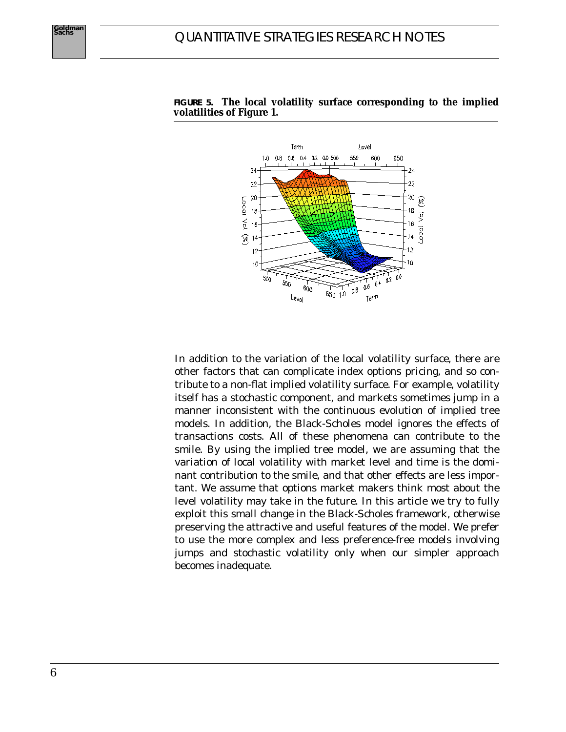**FIGURE 5. The local volatility surface corresponding to the implied volatilities of Figure 1.**

In addition to the variation of the local volatility surface, there are other factors that can complicate index options pricing, and so contribute to a non-flat implied volatility surface. For example, volatility itself has a stochastic component, and markets sometimes jump in a manner inconsistent with the continuous evolution of implied tree models. In addition, the Black-Scholes model ignores the effects of transactions costs. All of these phenomena can contribute to the smile. By using the implied tree model, we are assuming that the variation of local volatility with market level and time is the dominant contribution to the smile, and that other effects are less important. We assume that options market makers think most about the level volatility may take in the future. In this article we try to fully exploit this small change in the Black-Scholes framework, otherwise preserving the attractive and useful features of the model. We prefer to use the more complex and less preference-free models involving jumps and stochastic volatility only when our simpler approach becomes inadequate.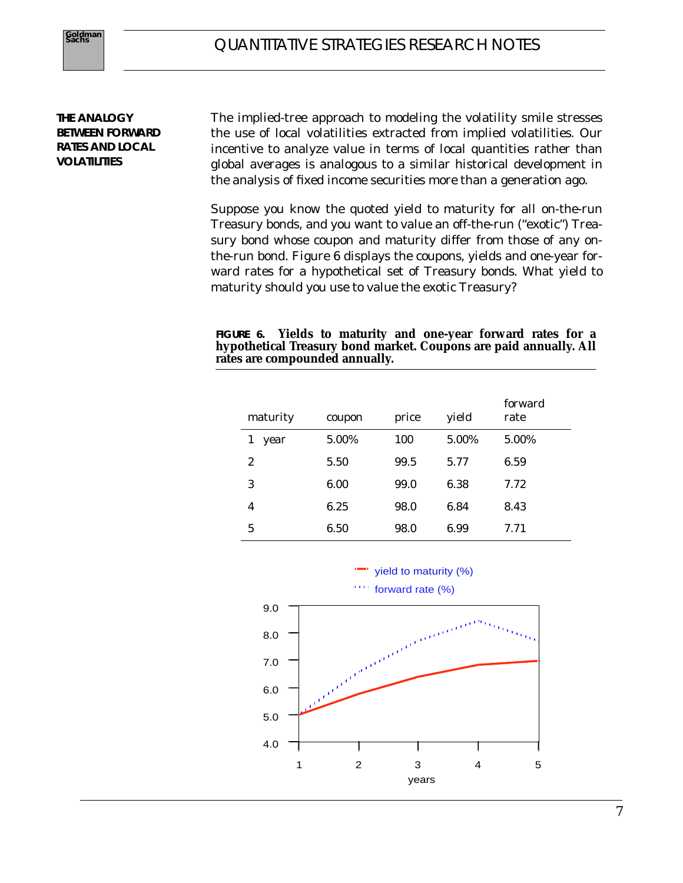## THE ANALOGY BETWEEN FORWARD RATES AND LOCAL VOLATILITIES

The implied-tree approach to modeling the volatility smile stresses the use of local volatilities extracted from implied volatilities. Our incentive to analyze value in terms of local quantities rather than global averages is analogous to a similar historical development in the analysis of fixed income securities more than a generation ago.

Suppose you know the quoted yield to maturity for all on-the-run Treasury bonds, and you want to value an off-the-run ("exotic") Treasury bond whose coupon and maturity differ from those of any on-the-run bond. Figure 6 displays the coupons, yields and one-year forward rates for a hypothetical set of Treasury bonds. What yield to maturity should you use to value the exotic Treasury?

**FIGURE 6. Yields to maturity and one-year forward rates for a hypothetical Treasury bond market. Coupons are paid annually. All rates are compounded annually.**

| maturity | coupon | price | yield | forward rate |
|---|---|---|---|---|
| 1 year | 5.00% | 100 | 5.00% | 5.00% |
| 2 | 5.50 | 99.5 | 5.77 | 6.59 |
| 3 | 6.00 | 99.0 | 6.38 | 7.72 |
| 4 | 6.25 | 98.0 | 6.84 | 8.43 |
| 5 | 6.50 | 98.0 | 6.99 | 7.71 |

yield to maturity (%)

forward rate (%)

9.0
8.0
7.0
6.0
5.0
4.0

1 2 3 4 5

years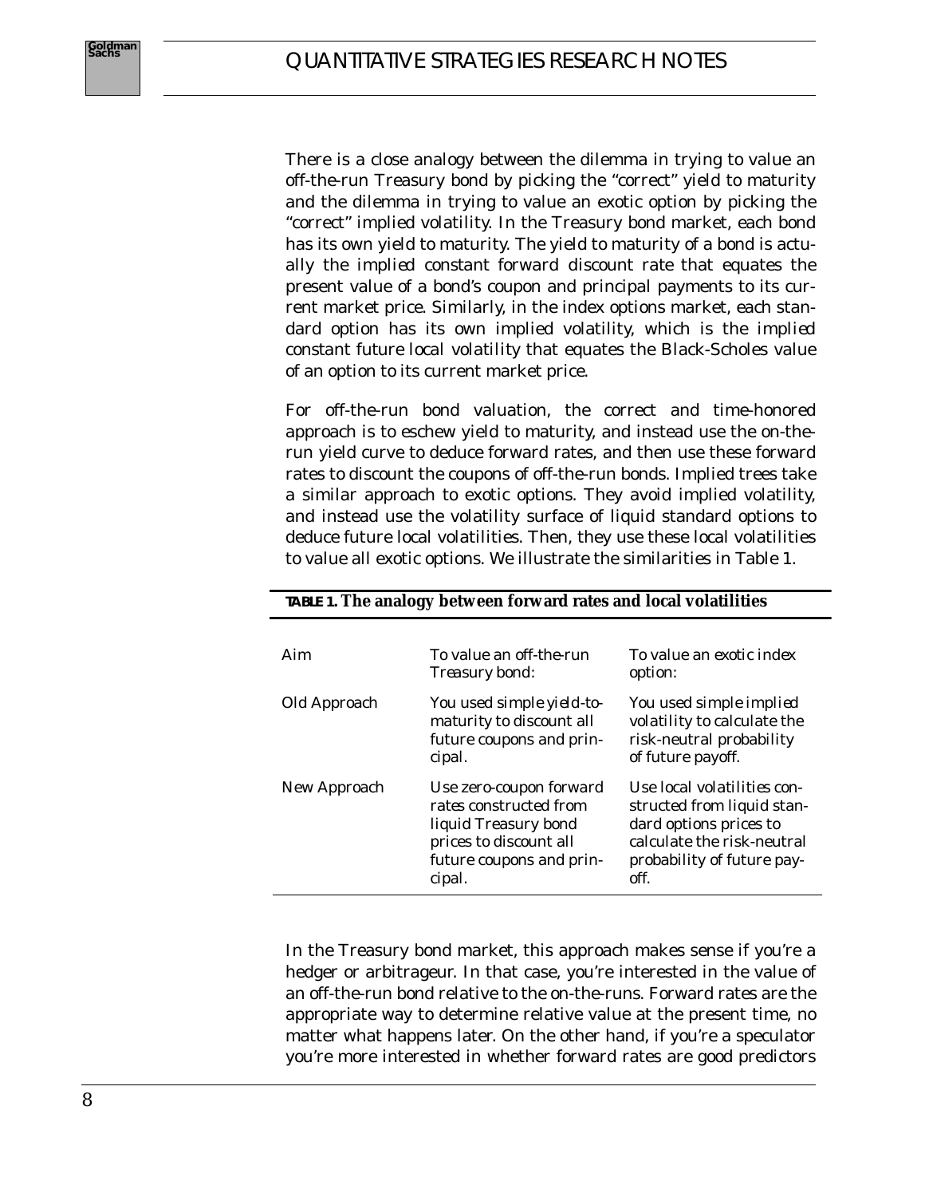There is a close analogy between the dilemma in trying to value an off-the-run Treasury bond by picking the "correct" yield to maturity and the dilemma in trying to value an exotic option by picking the "correct" implied volatility. In the Treasury bond market, each bond has its own yield to maturity. The yield to maturity of a bond is actually the implied constant forward discount rate that equates the present value of a bond's coupon and principal payments to its current market price. Similarly, in the index options market, each standard option has its own implied volatility, which is the implied constant future local volatility that equates the Black-Scholes value of an option to its current market price.

For off-the-run bond valuation, the correct and time-honored approach is to eschew yield to maturity, and instead use the on-the-run yield curve to deduce forward rates, and then use these forward rates to discount the coupons of off-the-run bonds. Implied trees take a similar approach to exotic options. They avoid implied volatility, and instead use the volatility surface of liquid standard options to deduce future local volatilities. Then, they use these local volatilities to value all exotic options. We illustrate the similarities in Table 1.

**TABLE 1. The analogy between forward rates and local volatilities**

| | | |
|---|---|---|
| Aim | To value an off-the-run Treasury bond: | To value an exotic index option: |
| Old Approach | You used simple yield-to-maturity to discount all future coupons and principal. | You used simple implied volatility to calculate the risk-neutral probability of future payoff. |
| New Approach | Use zero-coupon forward rates constructed from liquid Treasury bond prices to discount all future coupons and principal. | Use local volatilities constructed from liquid standard options prices to calculate the risk-neutral probability of future payoff. |

In the Treasury bond market, this approach makes sense if you're a hedger or arbitrageur. In that case, you're interested in the value of an off-the-run bond relative to the on-the-runs. Forward rates are the appropriate way to determine relative value at the present time, no matter what happens later. On the other hand, if you're a speculator you're more interested in whether forward rates are good predictors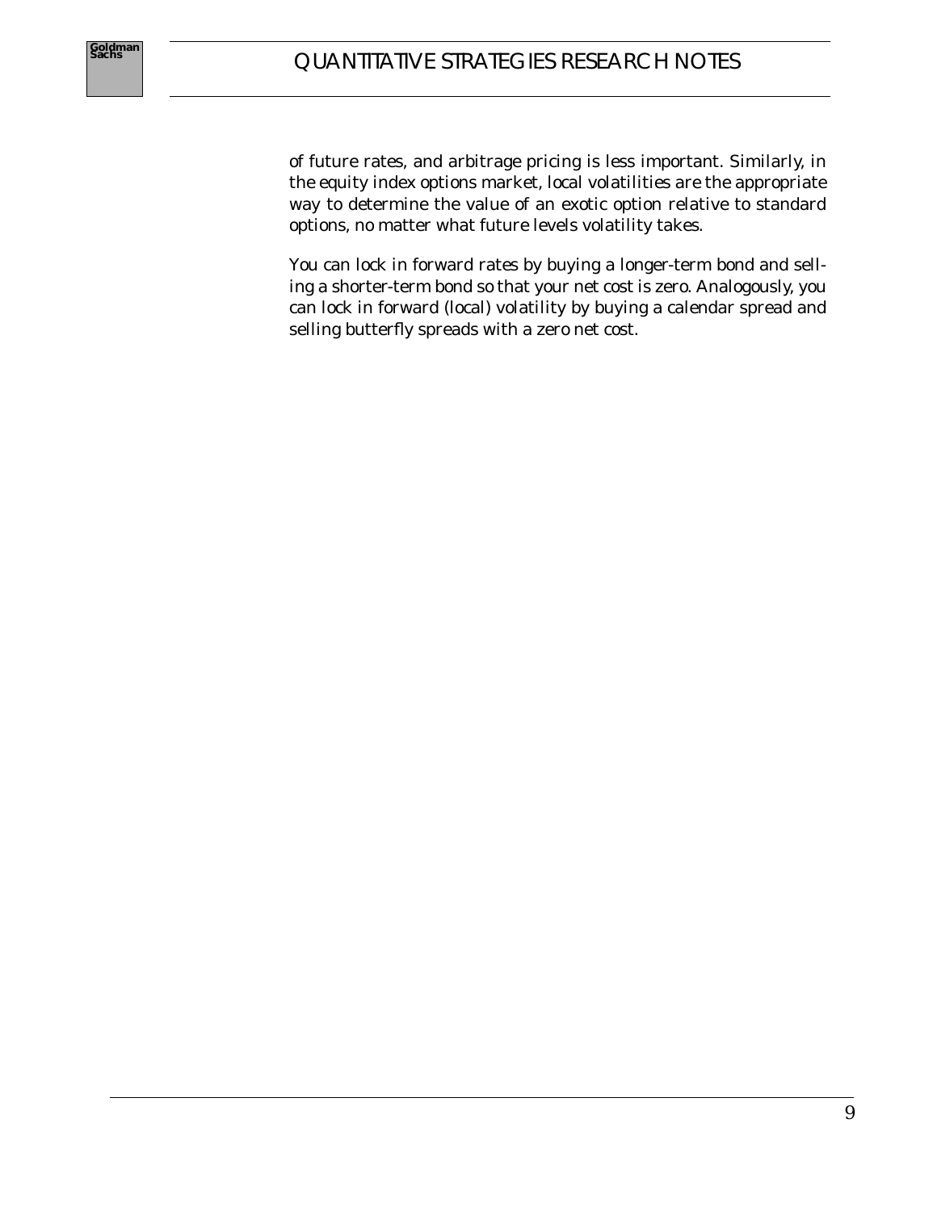of future rates, and arbitrage pricing is less important. Similarly, in the equity index options market, local volatilities are the appropriate way to determine the value of an exotic option relative to standard options, no matter what future levels volatility takes.

You can lock in forward rates by buying a longer-term bond and selling a shorter-term bond so that your net cost is zero. Analogously, you can lock in forward (local) volatility by buying a calendar spread and selling butterfly spreads with a zero net cost.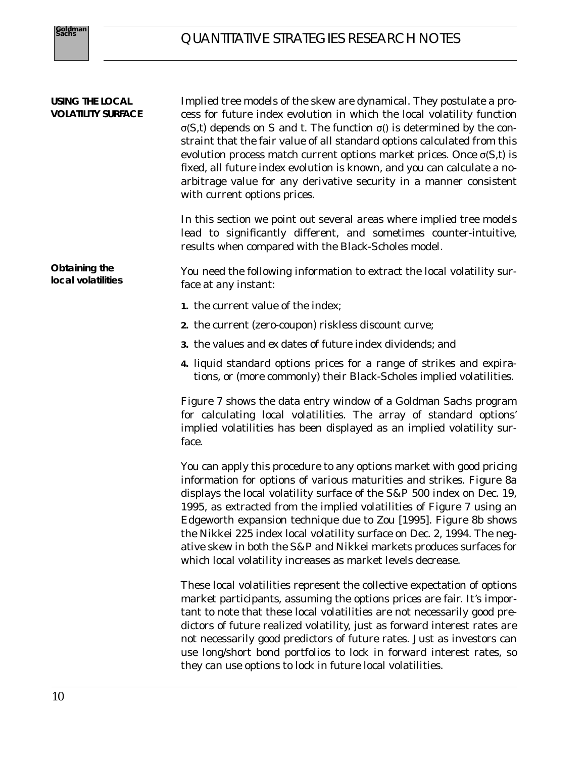## USING THE LOCAL VOLATILITY SURFACE

Implied tree models of the skew are dynamical. They postulate a process for future index evolution in which the local volatility function $\sigma(S,t)$ depends on S and t. The function $\sigma()$ is determined by the constraint that the fair value of all standard options calculated from this evolution process match current options market prices. Once $\sigma(S,t)$ is fixed, all future index evolution is known, and you can calculate a no-arbitrage value for any derivative security in a manner consistent with current options prices.

In this section we point out several areas where implied tree models lead to significantly different, and sometimes counter-intuitive, results when compared with the Black-Scholes model.

### Obtaining the local volatilities

You need the following information to extract the local volatility surface at any instant:

1. the current value of the index;
2. the current (zero-coupon) riskless discount curve;
3. the values and ex dates of future index dividends; and
4. liquid standard options prices for a range of strikes and expirations, or (more commonly) their Black-Scholes implied volatilities.

Figure 7 shows the data entry window of a Goldman Sachs program for calculating local volatilities. The array of standard options' implied volatilities has been displayed as an implied volatility surface.

You can apply this procedure to any options market with good pricing information for options of various maturities and strikes. Figure 8a displays the local volatility surface of the S&P 500 index on Dec. 19, 1995, as extracted from the implied volatilities of Figure 7 using an Edgeworth expansion technique due to Zou [1995]. Figure 8b shows the Nikkei 225 index local volatility surface on Dec. 2, 1994. The negative skew in both the S&P and Nikkei markets produces surfaces for which local volatility increases as market levels decrease.

These local volatilities represent the collective expectation of options market participants, assuming the options prices are fair. It's important to note that these local volatilities are not necessarily good predictors of future realized volatility, just as forward interest rates are not necessarily good predictors of future rates. Just as investors can use long/short bond portfolios to lock in forward interest rates, so they can use options to lock in future local volatilities.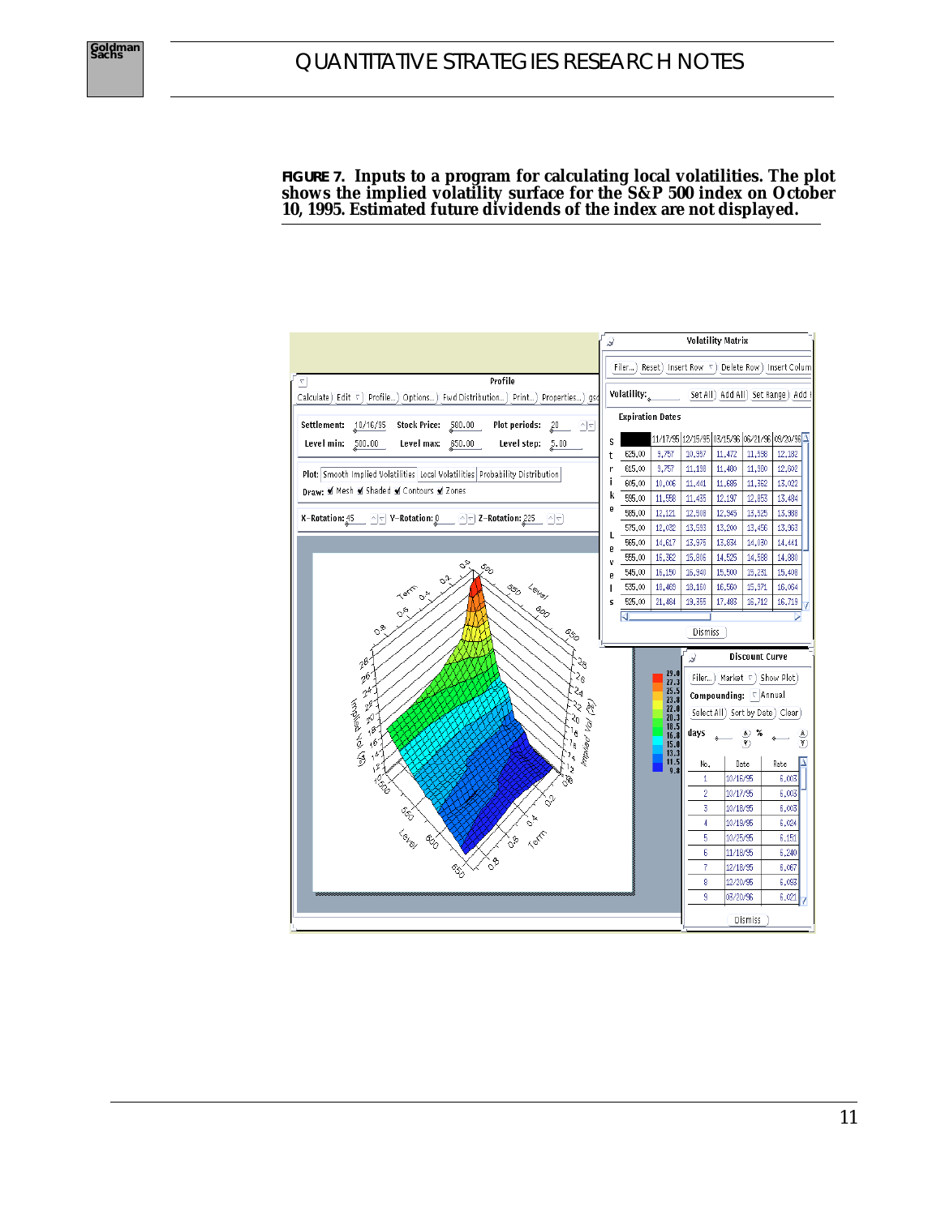**FIGURE 7. Inputs to a program for calculating local volatilities. The plot shows the implied volatility surface for the S&P 500 index on October 10, 1995. Estimated future dividends of the index are not displayed.**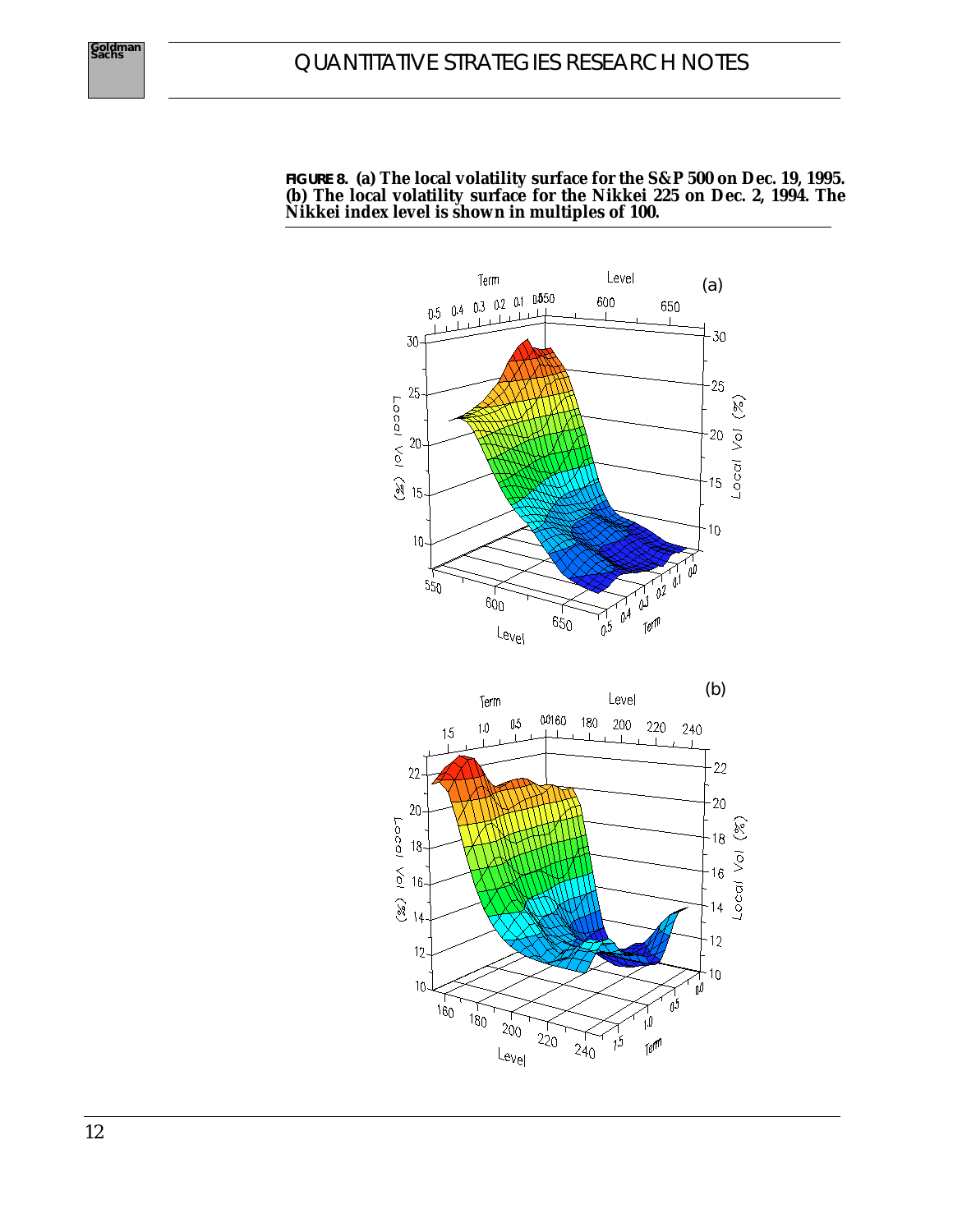**FIGURE 8. (a) The local volatility surface for the S&P 500 on Dec. 19, 1995. (b) The local volatility surface for the Nikkei 225 on Dec. 2, 1994. The Nikkei index level is shown in multiples of 100.**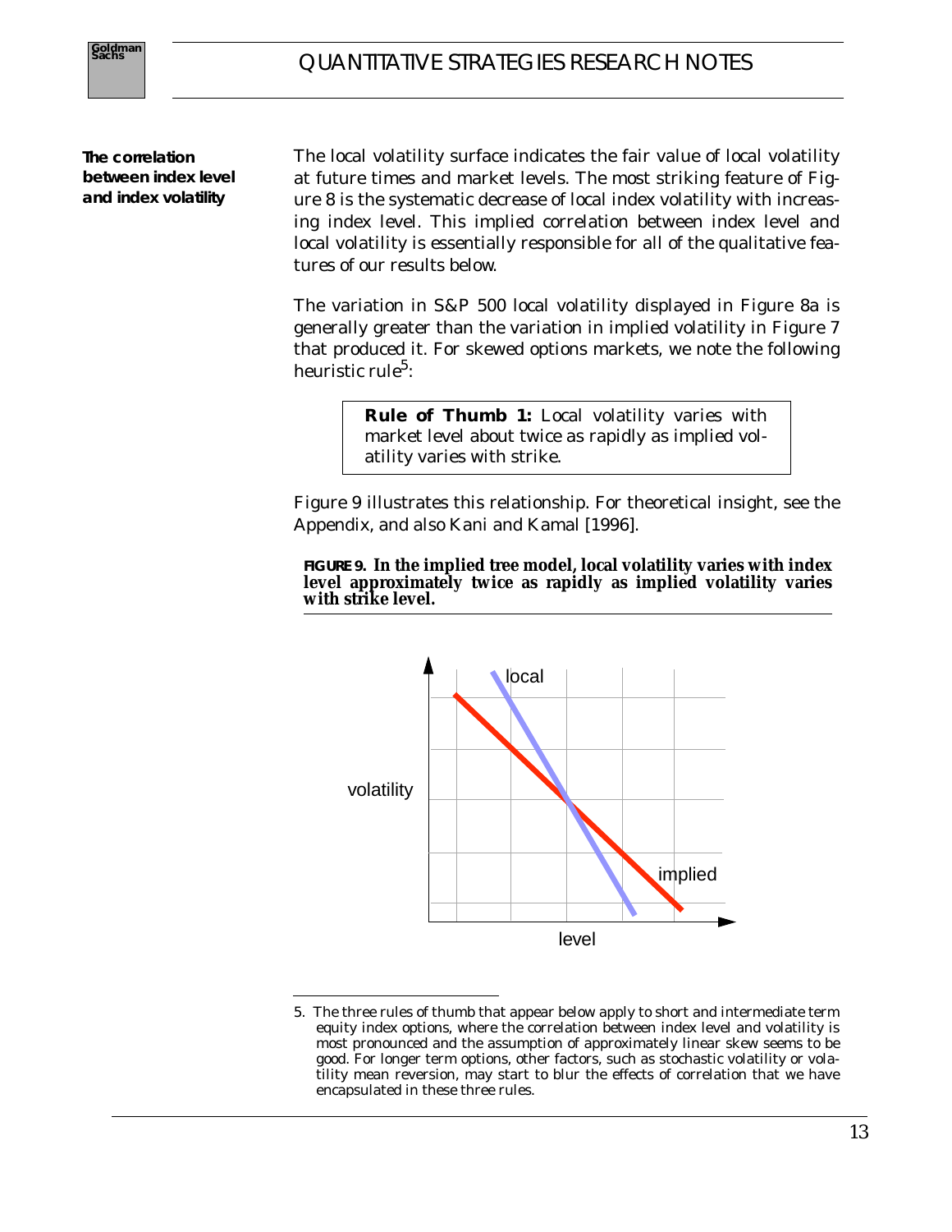**The correlation between index level and index volatility**

The local volatility surface indicates the fair value of local volatility at future times and market levels. The most striking feature of Figure 8 is the systematic decrease of local index volatility with increasing index level. This implied correlation between index level and local volatility is essentially responsible for all of the qualitative features of our results below.

The variation in S&P 500 local volatility displayed in Figure 8a is generally greater than the variation in implied volatility in Figure 7 that produced it. For skewed options markets, we note the following heuristic rule[5]:

> **Rule of Thumb 1:** Local volatility varies with market level about twice as rapidly as implied volatility varies with strike.

Figure 9 illustrates this relationship. For theoretical insight, see the Appendix, and also Kani and Kamal [1996].

**FIGURE 9. In the implied tree model, local volatility varies with index level approximately twice as rapidly as implied volatility varies with strike level.**

5. The three rules of thumb that appear below apply to short and intermediate term equity index options, where the correlation between index level and volatility is most pronounced and the assumption of approximately linear skew seems to be good. For longer term options, other factors, such as stochastic volatility or volatility mean reversion, may start to blur the effects of correlation that we have encapsulated in these three rules.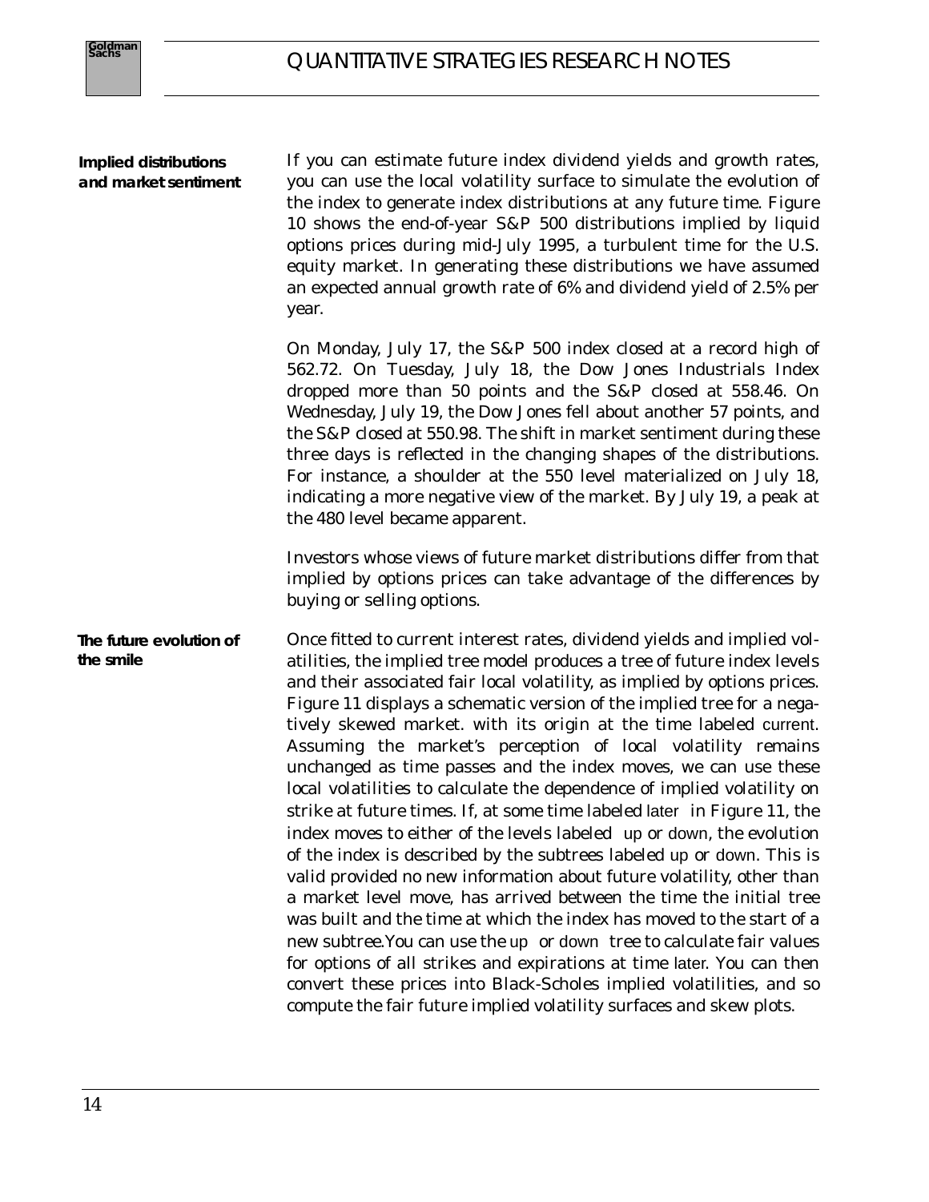## Implied distributions and market sentiment

If you can estimate future index dividend yields and growth rates, you can use the local volatility surface to simulate the evolution of the index to generate index distributions at any future time. Figure 10 shows the end-of-year S&P 500 distributions implied by liquid options prices during mid-July 1995, a turbulent time for the U.S. equity market. In generating these distributions we have assumed an expected annual growth rate of 6% and dividend yield of 2.5% per year.

On Monday, July 17, the S&P 500 index closed at a record high of 562.72. On Tuesday, July 18, the Dow Jones Industrials Index dropped more than 50 points and the S&P closed at 558.46. On Wednesday, July 19, the Dow Jones fell about another 57 points, and the S&P closed at 550.98. The shift in market sentiment during these three days is reflected in the changing shapes of the distributions. For instance, a shoulder at the 550 level materialized on July 18, indicating a more negative view of the market. By July 19, a peak at the 480 level became apparent.

Investors whose views of future market distributions differ from that implied by options prices can take advantage of the differences by buying or selling options.

## The future evolution of the smile

Once fitted to current interest rates, dividend yields and implied volatilities, the implied tree model produces a tree of future index levels and their associated fair local volatility, as implied by options prices. Figure 11 displays a schematic version of the implied tree for a negatively skewed market. with its origin at the time labeled current. Assuming the market's perception of local volatility remains unchanged as time passes and the index moves, we can use these local volatilities to calculate the dependence of implied volatility on strike at future times. If, at some time labeled later in Figure 11, the index moves to either of the levels labeled up or down, the evolution of the index is described by the subtrees labeled up or down. This is valid provided no new information about future volatility, other than a market level move, has arrived between the time the initial tree was built and the time at which the index has moved to the start of a new subtree.You can use the up or down tree to calculate fair values for options of all strikes and expirations at time later. You can then convert these prices into Black-Scholes implied volatilities, and so compute the fair future implied volatility surfaces and skew plots.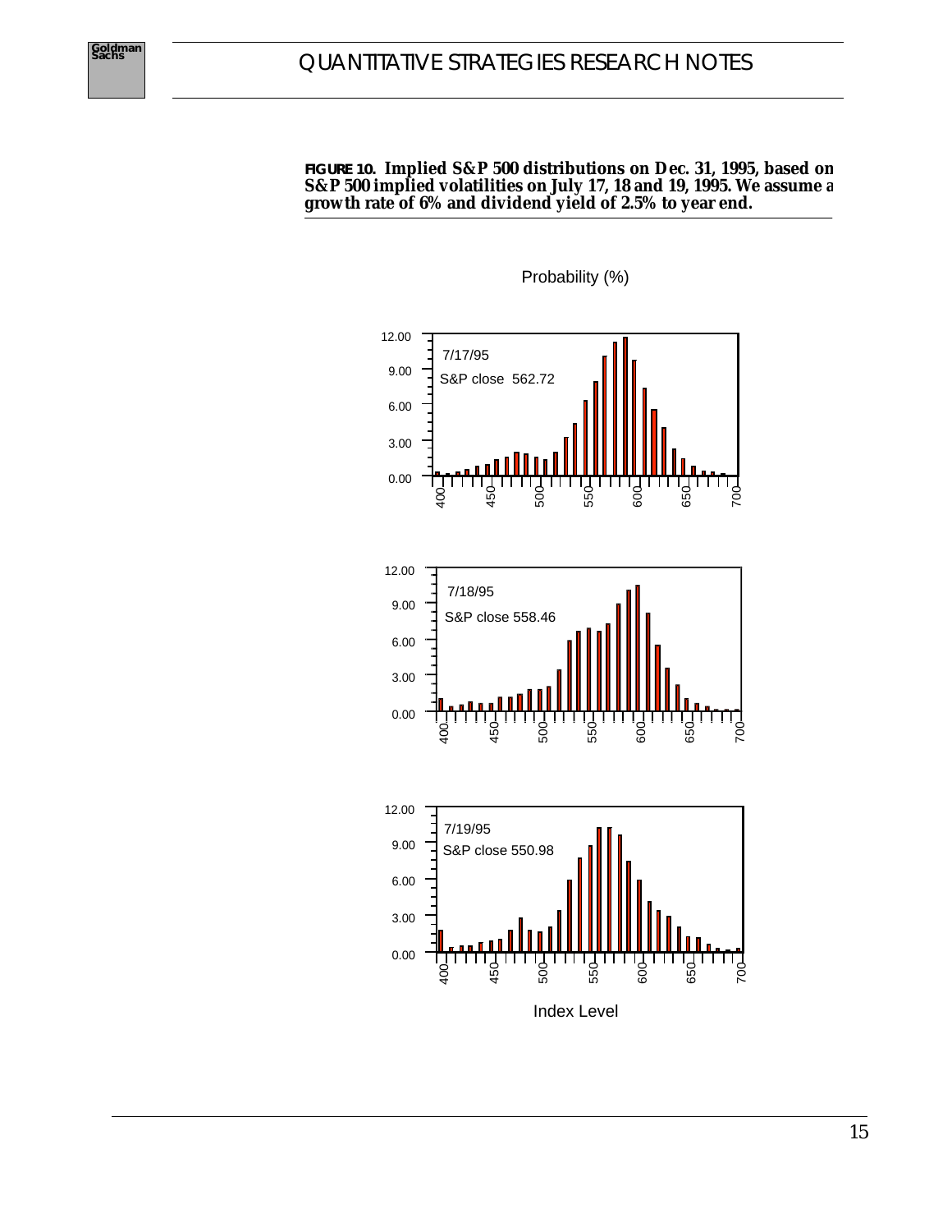**FIGURE 10. Implied S&P 500 distributions on Dec. 31, 1995, based on S&P 500 implied volatilities on July 17, 18 and 19, 1995. We assume a growth rate of 6% and dividend yield of 2.5% to year end.**

Probability (%)

7/17/95
S&P close 562.72

7/18/95
S&P close 558.46

7/19/95
S&P close 550.98

Index Level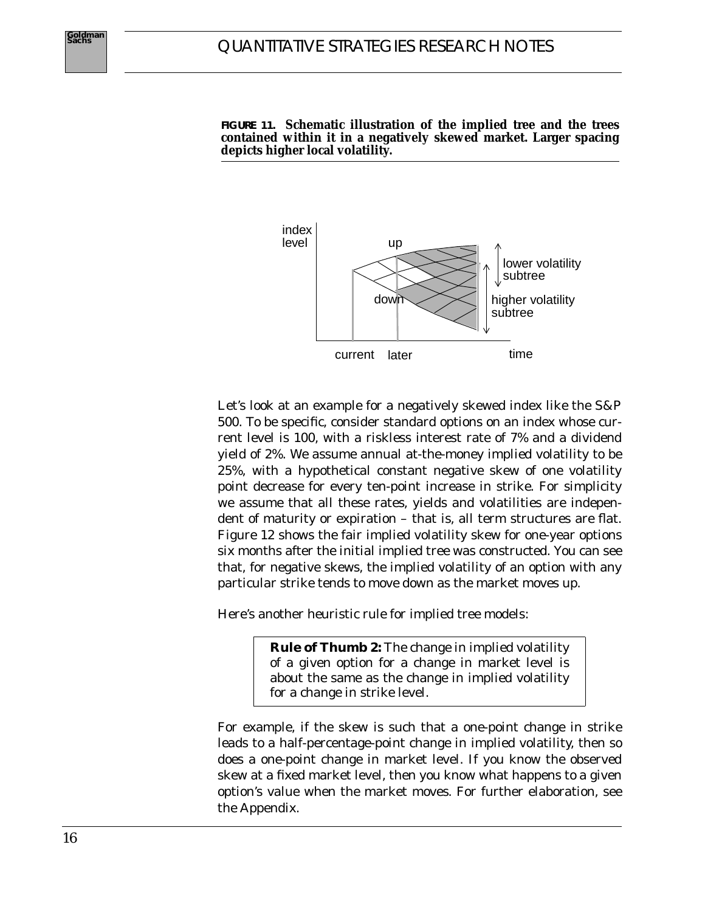**FIGURE 11. Schematic illustration of the implied tree and the trees contained within it in a negatively skewed market. Larger spacing depicts higher local volatility.**

Let's look at an example for a negatively skewed index like the S&P 500. To be specific, consider standard options on an index whose current level is 100, with a riskless interest rate of 7% and a dividend yield of 2%. We assume annual at-the-money implied volatility to be 25%, with a hypothetical constant negative skew of one volatility point decrease for every ten-point increase in strike. For simplicity we assume that all these rates, yields and volatilities are independent of maturity or expiration – that is, all term structures are flat. Figure 12 shows the fair implied volatility skew for one-year options six months after the initial implied tree was constructed. You can see that, for negative skews, the implied volatility of an option with any particular strike tends to move down as the market moves up.

Here's another heuristic rule for implied tree models:

> **Rule of Thumb 2:** The change in implied volatility of a given option for a change in market level is about the same as the change in implied volatility for a change in strike level.

For example, if the skew is such that a one-point change in strike leads to a half-percentage-point change in implied volatility, then so does a one-point change in market level. If you know the observed skew at a fixed market level, then you know what happens to a given option's value when the market moves. For further elaboration, see the Appendix.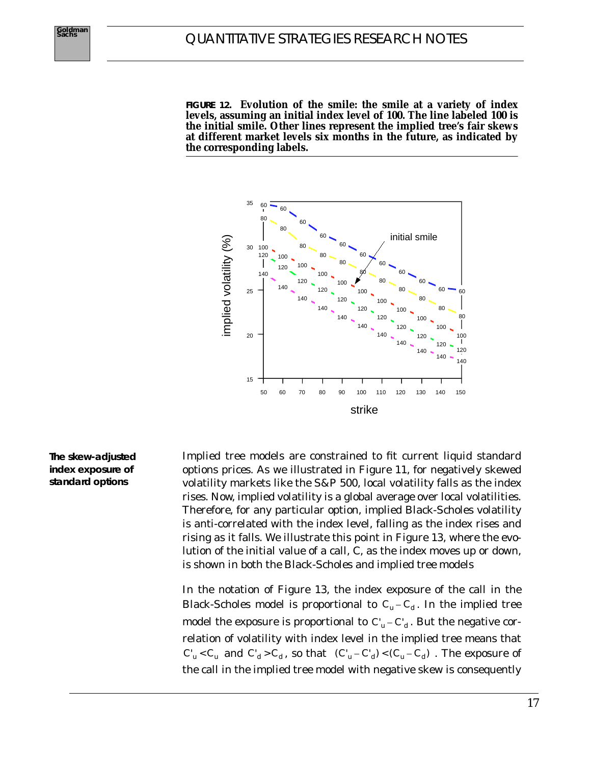**FIGURE 12.** **Evolution of the smile: the smile at a variety of index levels, assuming an initial index level of 100. The line labeled 100 is the initial smile. Other lines represent the implied tree's fair skews at different market levels six months in the future, as indicated by the corresponding labels.**

### The skew-adjusted index exposure of standard options

Implied tree models are constrained to fit current liquid standard options prices. As we illustrated in Figure 11, for negatively skewed volatility markets like the S&P 500, local volatility falls as the index rises. Now, implied volatility is a global average over local volatilities. Therefore, for any particular option, implied Black-Scholes volatility is anti-correlated with the index level, falling as the index rises and rising as it falls. We illustrate this point in Figure 13, where the evolution of the initial value of a call, C, as the index moves up or down, is shown in both the Black-Scholes and implied tree models

In the notation of Figure 13, the index exposure of the call in the Black-Scholes model is proportional to $C_u - C_d$. In the implied tree model the exposure is proportional to $C'_u - C'_d$. But the negative correlation of volatility with index level in the implied tree means that $C'_u < C_u$ and $C'_d > C_d$, so that $(C'_u - C'_d) < (C_u - C_d)$. The exposure of the call in the implied tree model with negative skew is consequently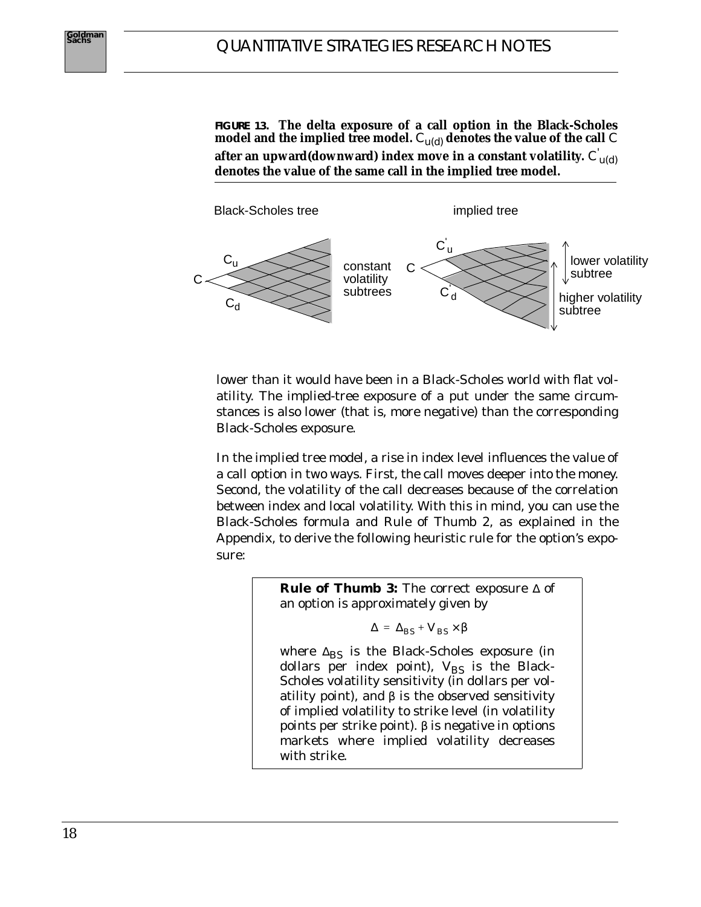**FIGURE 13. The delta exposure of a call option in the Black-Scholes model and the implied tree model.** $C_{u(d)}$ **denotes the value of the call** $C$ **after an upward(downward) index move in a constant volatility.** $C'_{u(d)}$ **denotes the value of the same call in the implied tree model.**

Black-Scholes tree — implied tree

$C$, $C_u$, $C_d$ — constant volatility subtrees

$C$, $C'_u$, $C'_d$ — lower volatility subtree, higher volatility subtree

lower than it would have been in a Black-Scholes world with flat volatility. The implied-tree exposure of a put under the same circumstances is also lower (that is, more negative) than the corresponding Black-Scholes exposure.

In the implied tree model, a rise in index level influences the value of a call option in two ways. First, the call moves deeper into the money. Second, the volatility of the call decreases because of the correlation between index and local volatility. With this in mind, you can use the Black-Scholes formula and Rule of Thumb 2, as explained in the Appendix, to derive the following heuristic rule for the option's exposure:

> **Rule of Thumb 3:** The correct exposure $\Delta$ of an option is approximately given by
>
> $$\Delta = \Delta_{BS} + V_{BS} \times \beta$$
>
> where $\Delta_{BS}$ is the Black-Scholes exposure (in dollars per index point), $V_{BS}$ is the Black-Scholes volatility sensitivity (in dollars per volatility point), and $\beta$ is the observed sensitivity of implied volatility to strike level (in volatility points per strike point). $\beta$ is negative in options markets where implied volatility decreases with strike.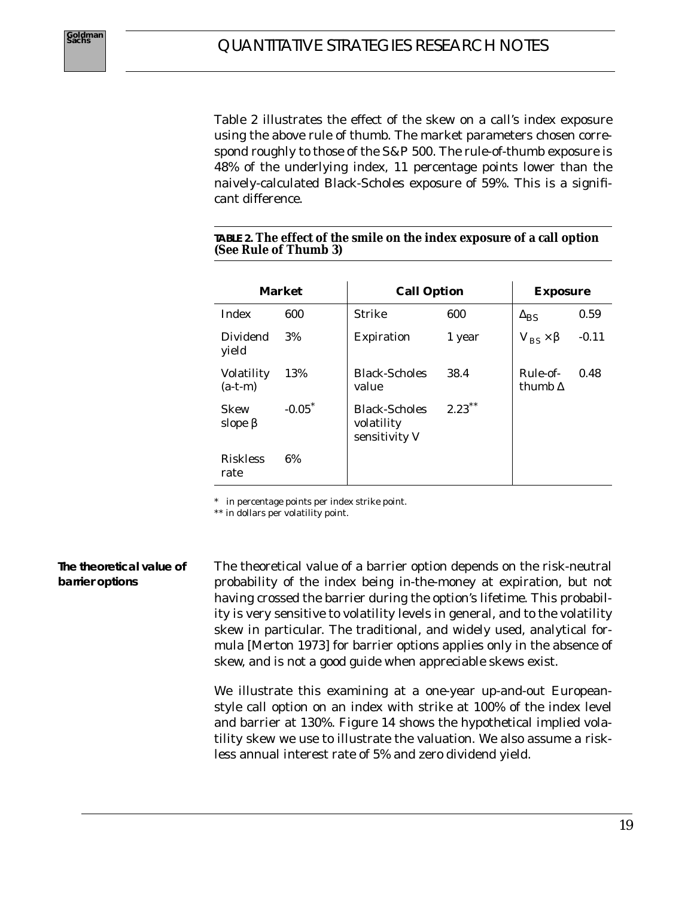Table 2 illustrates the effect of the skew on a call's index exposure using the above rule of thumb. The market parameters chosen correspond roughly to those of the S&P 500. The rule-of-thumb exposure is 48% of the underlying index, 11 percentage points lower than the naively-calculated Black-Scholes exposure of 59%. This is a significant difference.

**TABLE 2. The effect of the smile on the index exposure of a call option (See Rule of Thumb 3)**

| Market | | Call Option | | Exposure | |
|---|---|---|---|---|---|
| Index | 600 | Strike | 600 | $\Delta_{BS}$ | 0.59 |
| Dividend yield | 3% | Expiration | 1 year | $V_{BS} \times \beta$ | -0.11 |
| Volatility (a-t-m) | 13% | Black-Scholes value | 38.4 | Rule-of-thumb $\Delta$ | 0.48 |
| Skew slope $\beta$ | -0.05* | Black-Scholes volatility sensitivity V | 2.23** | | |
| Riskless rate | 6% | | | | |

* in percentage points per index strike point.
** in dollars per volatility point.

**The theoretical value of barrier options**

The theoretical value of a barrier option depends on the risk-neutral probability of the index being in-the-money at expiration, but not having crossed the barrier during the option's lifetime. This probability is very sensitive to volatility levels in general, and to the volatility skew in particular. The traditional, and widely used, analytical formula [Merton 1973] for barrier options applies only in the absence of skew, and is not a good guide when appreciable skews exist.

We illustrate this examining at a one-year up-and-out European-style call option on an index with strike at 100% of the index level and barrier at 130%. Figure 14 shows the hypothetical implied volatility skew we use to illustrate the valuation. We also assume a riskless annual interest rate of 5% and zero dividend yield.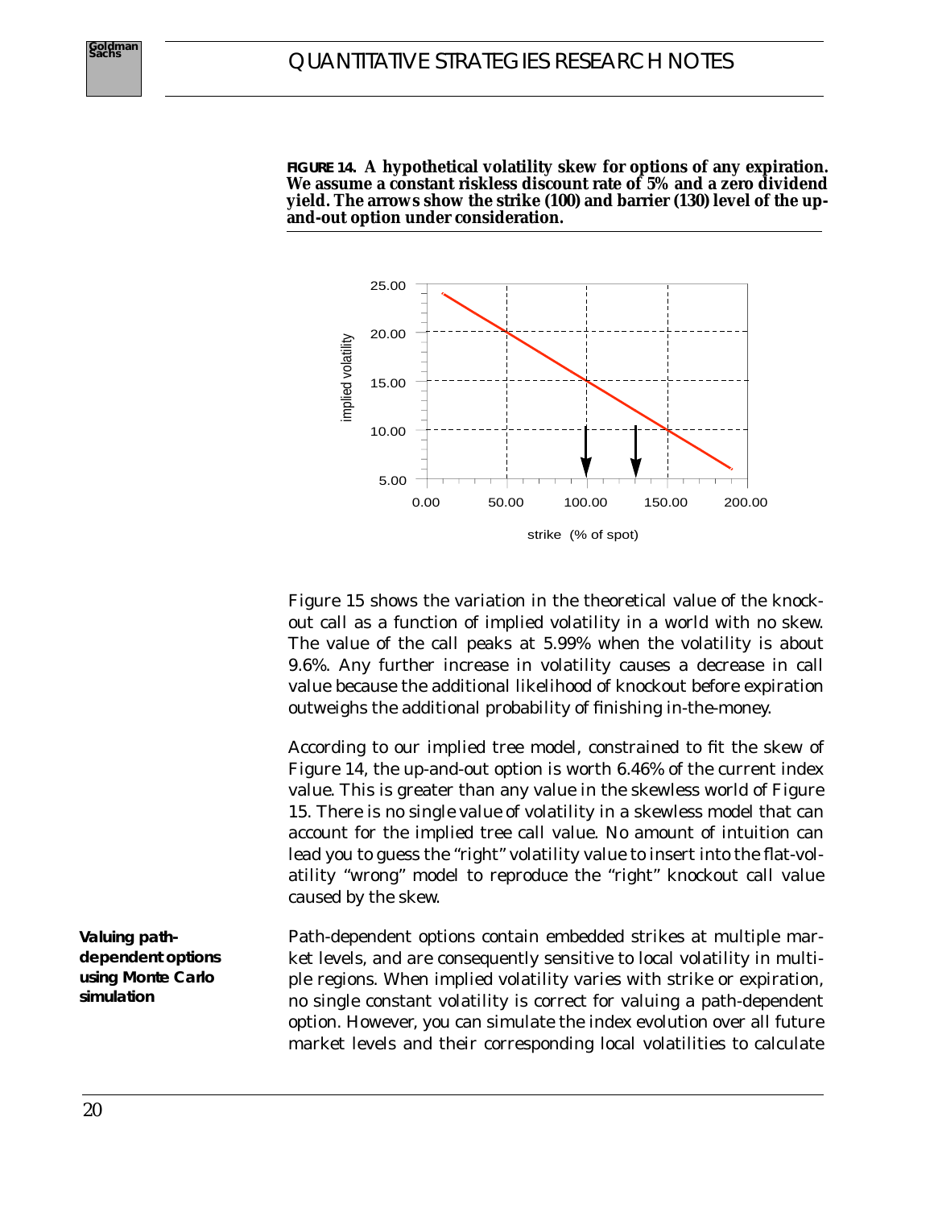**FIGURE 14. A hypothetical volatility skew for options of any expiration. We assume a constant riskless discount rate of 5% and a zero dividend yield. The arrows show the strike (100) and barrier (130) level of the up-and-out option under consideration.**

Figure 15 shows the variation in the theoretical value of the knockout call as a function of implied volatility in a world with no skew. The value of the call peaks at 5.99% when the volatility is about 9.6%. Any further increase in volatility causes a decrease in call value because the additional likelihood of knockout before expiration outweighs the additional probability of finishing in-the-money.

According to our implied tree model, constrained to fit the skew of Figure 14, the up-and-out option is worth 6.46% of the current index value. This is greater than any value in the skewless world of Figure 15. There is no single value of volatility in a skewless model that can account for the implied tree call value. No amount of intuition can lead you to guess the "right" volatility value to insert into the flat-volatility "wrong" model to reproduce the "right" knockout call value caused by the skew.

**Valuing path-dependent options using Monte Carlo simulation**

Path-dependent options contain embedded strikes at multiple market levels, and are consequently sensitive to local volatility in multiple regions. When implied volatility varies with strike or expiration, no single constant volatility is correct for valuing a path-dependent option. However, you can simulate the index evolution over all future market levels and their corresponding local volatilities to calculate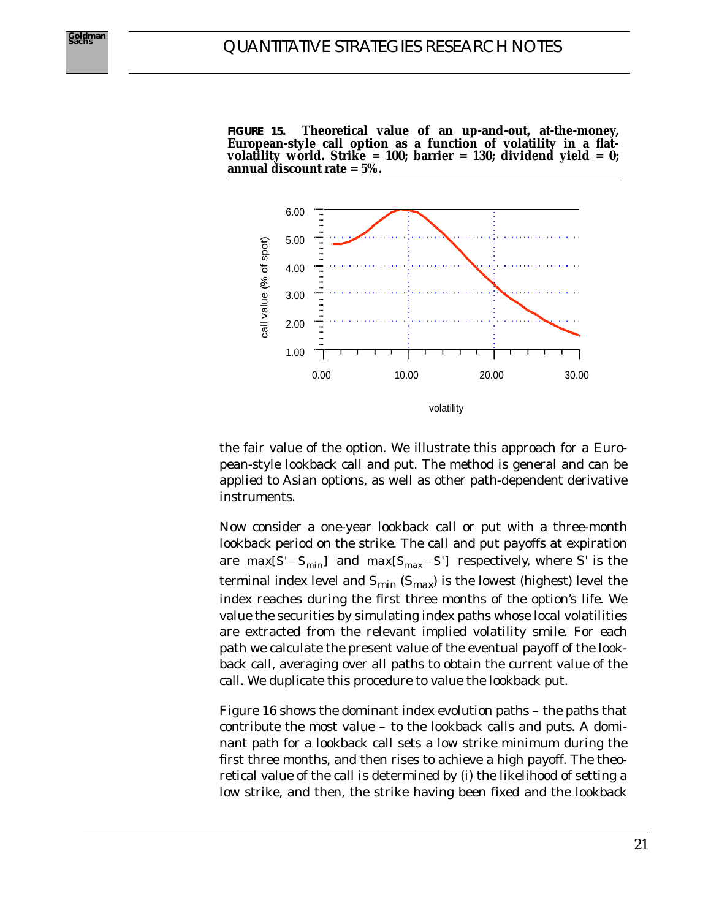**FIGURE 15. Theoretical value of an up-and-out, at-the-money, European-style call option as a function of volatility in a flat-volatility world. Strike = 100; barrier = 130; dividend yield = 0; annual discount rate = 5%.**

the fair value of the option. We illustrate this approach for a European-style lookback call and put. The method is general and can be applied to Asian options, as well as other path-dependent derivative instruments.

Now consider a one-year lookback call or put with a three-month lookback period on the strike. The call and put payoffs at expiration are $max[S' - S_{min}]$ and $max[S_{max} - S']$ respectively, where $S'$ is the terminal index level and $S_{min}$ ($S_{max}$) is the lowest (highest) level the index reaches during the first three months of the option's life. We value the securities by simulating index paths whose local volatilities are extracted from the relevant implied volatility smile. For each path we calculate the present value of the eventual payoff of the lookback call, averaging over all paths to obtain the current value of the call. We duplicate this procedure to value the lookback put.

Figure 16 shows the dominant index evolution paths – the paths that contribute the most value – to the lookback calls and puts. A dominant path for a lookback call sets a low strike minimum during the first three months, and then rises to achieve a high payoff. The theoretical value of the call is determined by (i) the likelihood of setting a low strike, and then, the strike having been fixed and the lookback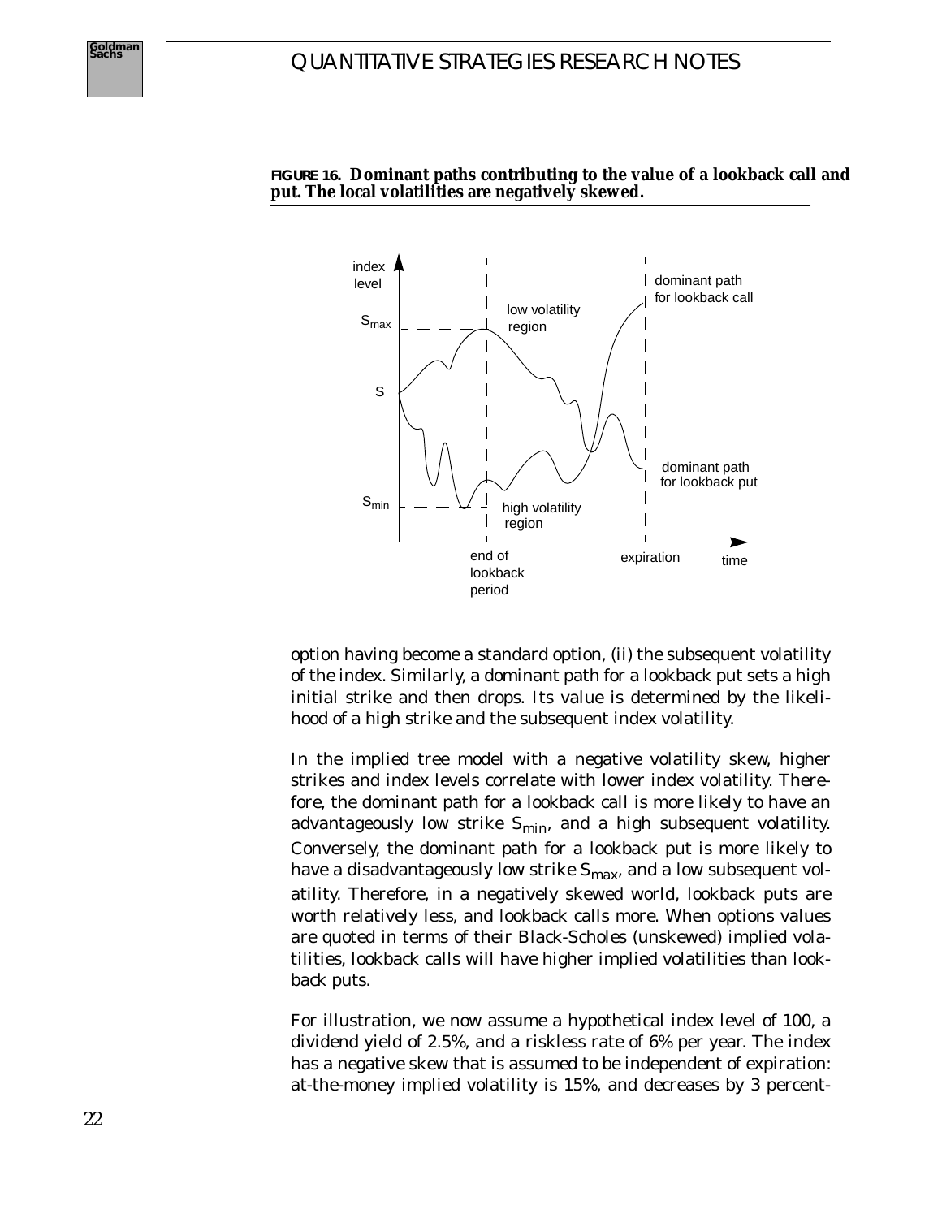**FIGURE 16. Dominant paths contributing to the value of a lookback call and put. The local volatilities are negatively skewed.**

option having become a standard option, (ii) the subsequent volatility of the index. Similarly, a dominant path for a lookback put sets a high initial strike and then drops. Its value is determined by the likelihood of a high strike and the subsequent index volatility.

In the implied tree model with a negative volatility skew, higher strikes and index levels correlate with lower index volatility. Therefore, the dominant path for a lookback call is more likely to have an advantageously low strike $S_{min}$, and a high subsequent volatility. Conversely, the dominant path for a lookback put is more likely to have a disadvantageously low strike $S_{max}$, and a low subsequent volatility. Therefore, in a negatively skewed world, lookback puts are worth relatively less, and lookback calls more. When options values are quoted in terms of their Black-Scholes (unskewed) implied volatilities, lookback calls will have higher implied volatilities than lookback puts.

For illustration, we now assume a hypothetical index level of 100, a dividend yield of 2.5%, and a riskless rate of 6% per year. The index has a negative skew that is assumed to be independent of expiration: at-the-money implied volatility is 15%, and decreases by 3 percent-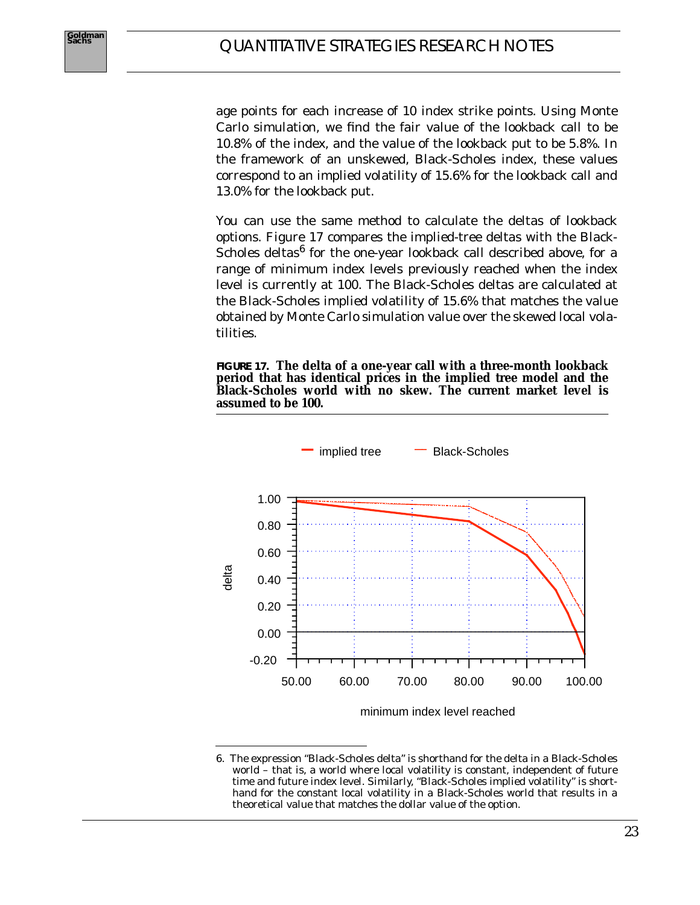age points for each increase of 10 index strike points. Using Monte Carlo simulation, we find the fair value of the lookback call to be 10.8% of the index, and the value of the lookback put to be 5.8%. In the framework of an unskewed, Black-Scholes index, these values correspond to an implied volatility of 15.6% for the lookback call and 13.0% for the lookback put.

You can use the same method to calculate the deltas of lookback options. Figure 17 compares the implied-tree deltas with the Black-Scholes deltas[6] for the one-year lookback call described above, for a range of minimum index levels previously reached when the index level is currently at 100. The Black-Scholes deltas are calculated at the Black-Scholes implied volatility of 15.6% that matches the value obtained by Monte Carlo simulation value over the skewed local volatilities.

**FIGURE 17. The delta of a one-year call with a three-month lookback period that has identical prices in the implied tree model and the Black-Scholes world with no skew. The current market level is assumed to be 100.**

6. The expression "Black-Scholes delta" is shorthand for the delta in a Black-Scholes world – that is, a world where local volatility is constant, independent of future time and future index level. Similarly, "Black-Scholes implied volatility" is shorthand for the constant local volatility in a Black-Scholes world that results in a theoretical value that matches the dollar value of the option.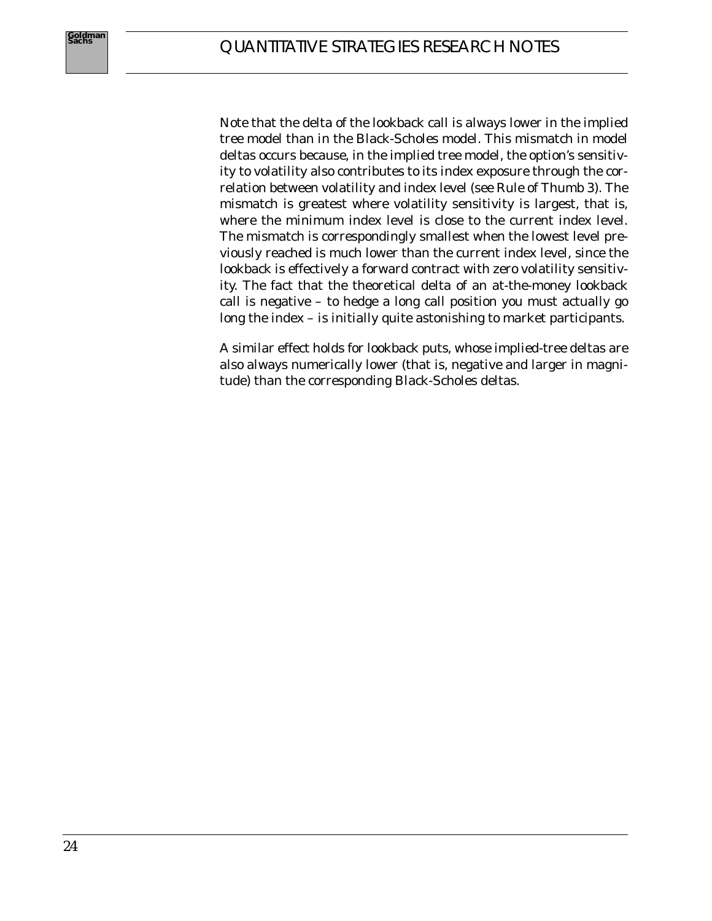Note that the delta of the lookback call is always lower in the implied tree model than in the Black-Scholes model. This mismatch in model deltas occurs because, in the implied tree model, the option's sensitivity to volatility also contributes to its index exposure through the correlation between volatility and index level (see Rule of Thumb 3). The mismatch is greatest where volatility sensitivity is largest, that is, where the minimum index level is close to the current index level. The mismatch is correspondingly smallest when the lowest level previously reached is much lower than the current index level, since the lookback is effectively a forward contract with zero volatility sensitivity. The fact that the theoretical delta of an at-the-money lookback call is negative – to hedge a long call position you must actually go long the index – is initially quite astonishing to market participants.

A similar effect holds for lookback puts, whose implied-tree deltas are also always numerically lower (that is, negative and larger in magnitude) than the corresponding Black-Scholes deltas.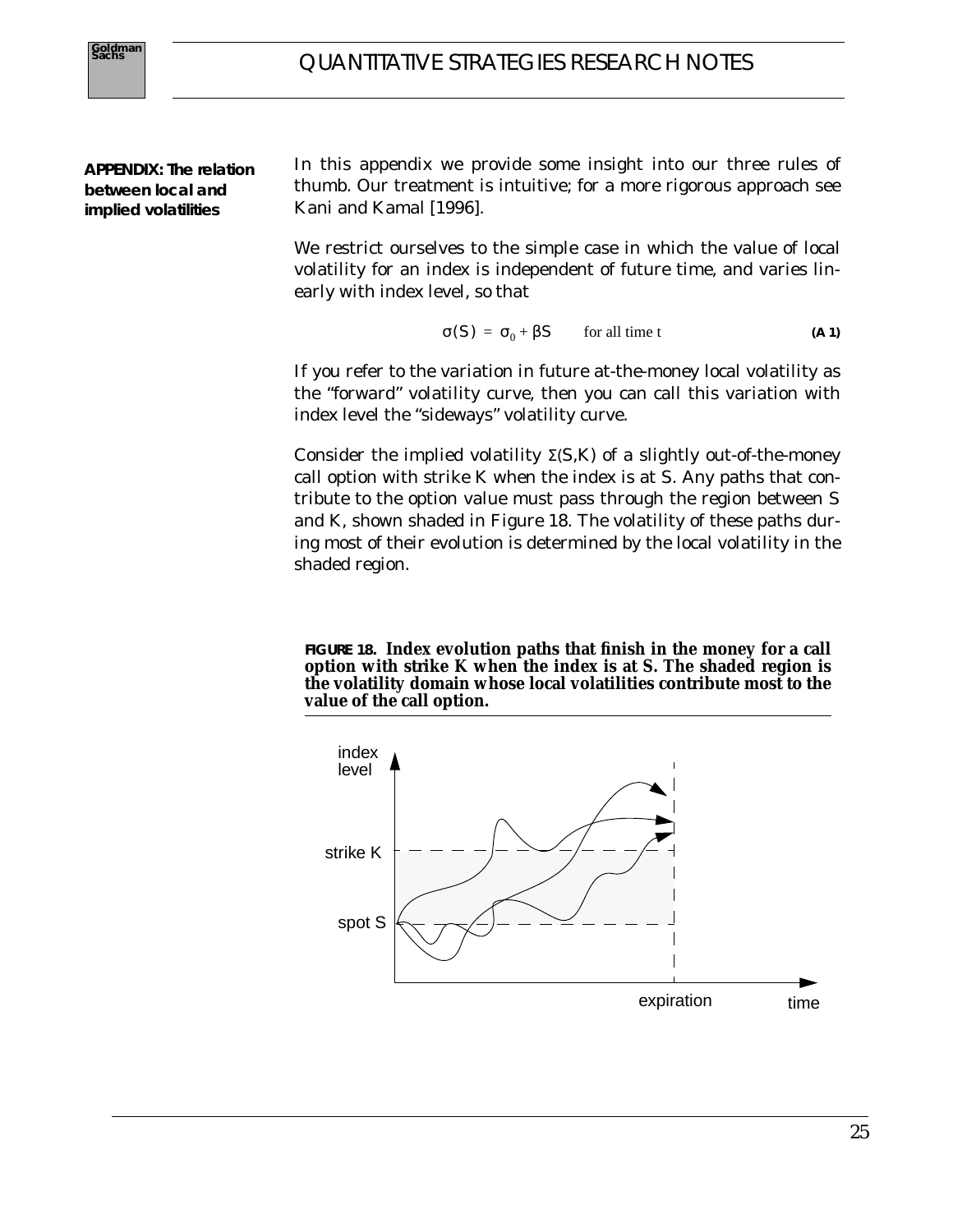**APPENDIX: The relation between local and implied volatilities**

In this appendix we provide some insight into our three rules of thumb. Our treatment is intuitive; for a more rigorous approach see Kani and Kamal [1996].

We restrict ourselves to the simple case in which the value of local volatility for an index is independent of future time, and varies linearly with index level, so that

$$\sigma(S) = \sigma_0 + \beta S \qquad \text{for all time t} \tag{A 1}$$

If you refer to the variation in future at-the-money local volatility as the "forward" volatility curve, then you can call this variation with index level the "sideways" volatility curve.

Consider the implied volatility $\Sigma(S,K)$ of a slightly out-of-the-money call option with strike K when the index is at S. Any paths that contribute to the option value must pass through the region between S and K, shown shaded in Figure 18. The volatility of these paths during most of their evolution is determined by the local volatility in the shaded region.

**FIGURE 18. Index evolution paths that finish in the money for a call option with strike K when the index is at S. The shaded region is the volatility domain whose local volatilities contribute most to the value of the call option.**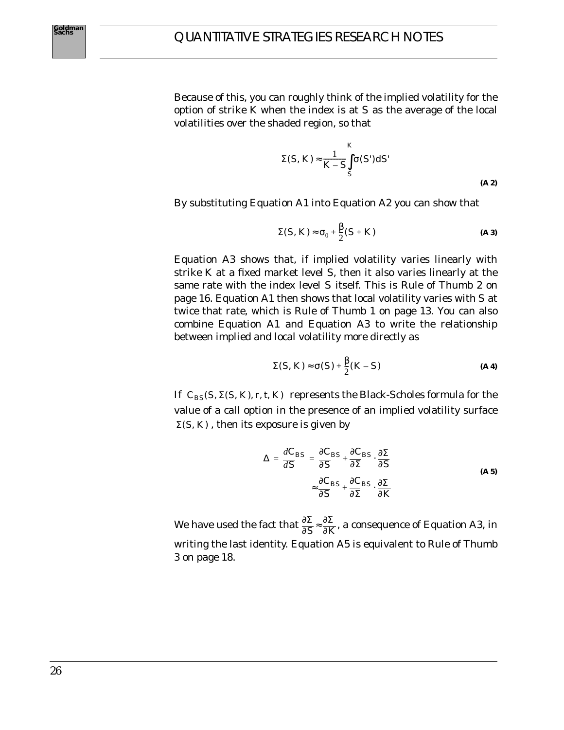Because of this, you can roughly think of the implied volatility for the option of strike K when the index is at S as the average of the local volatilities over the shaded region, so that

$$\Sigma(S, K) \approx \frac{1}{K - S} \int_{S}^{K} \sigma(S')dS' \tag{A 2}$$

By substituting Equation A1 into Equation A2 you can show that

$$\Sigma(S, K) \approx \sigma_0 + \frac{\beta}{2}(S + K) \tag{A 3}$$

Equation A3 shows that, if implied volatility varies linearly with strike K at a fixed market level S, then it also varies linearly at the same rate with the index level S itself. This is Rule of Thumb 2 on page 16. Equation A1 then shows that local volatility varies with S at twice that rate, which is Rule of Thumb 1 on page 13. You can also combine Equation A1 and Equation A3 to write the relationship between implied and local volatility more directly as

$$\Sigma(S, K) \approx \sigma(S) + \frac{\beta}{2}(K - S) \tag{A 4}$$

If $C_{BS}(S, \Sigma(S, K), r, t, K)$ represents the Black-Scholes formula for the value of a call option in the presence of an implied volatility surface $\Sigma(S, K)$, then its exposure is given by

$$\begin{aligned} \Delta = \frac{dC_{BS}}{dS} &= \frac{\partial C_{BS}}{\partial S} + \frac{\partial C_{BS}}{\partial \Sigma} \cdot \frac{\partial \Sigma}{\partial S} \\ &\approx \frac{\partial C_{BS}}{\partial S} + \frac{\partial C_{BS}}{\partial \Sigma} \cdot \frac{\partial \Sigma}{\partial K} \end{aligned} \tag{A 5}$$

We have used the fact that $\frac{\partial \Sigma}{\partial S} \approx \frac{\partial \Sigma}{\partial K}$, a consequence of Equation A3, in writing the last identity. Equation A5 is equivalent to Rule of Thumb 3 on page 18.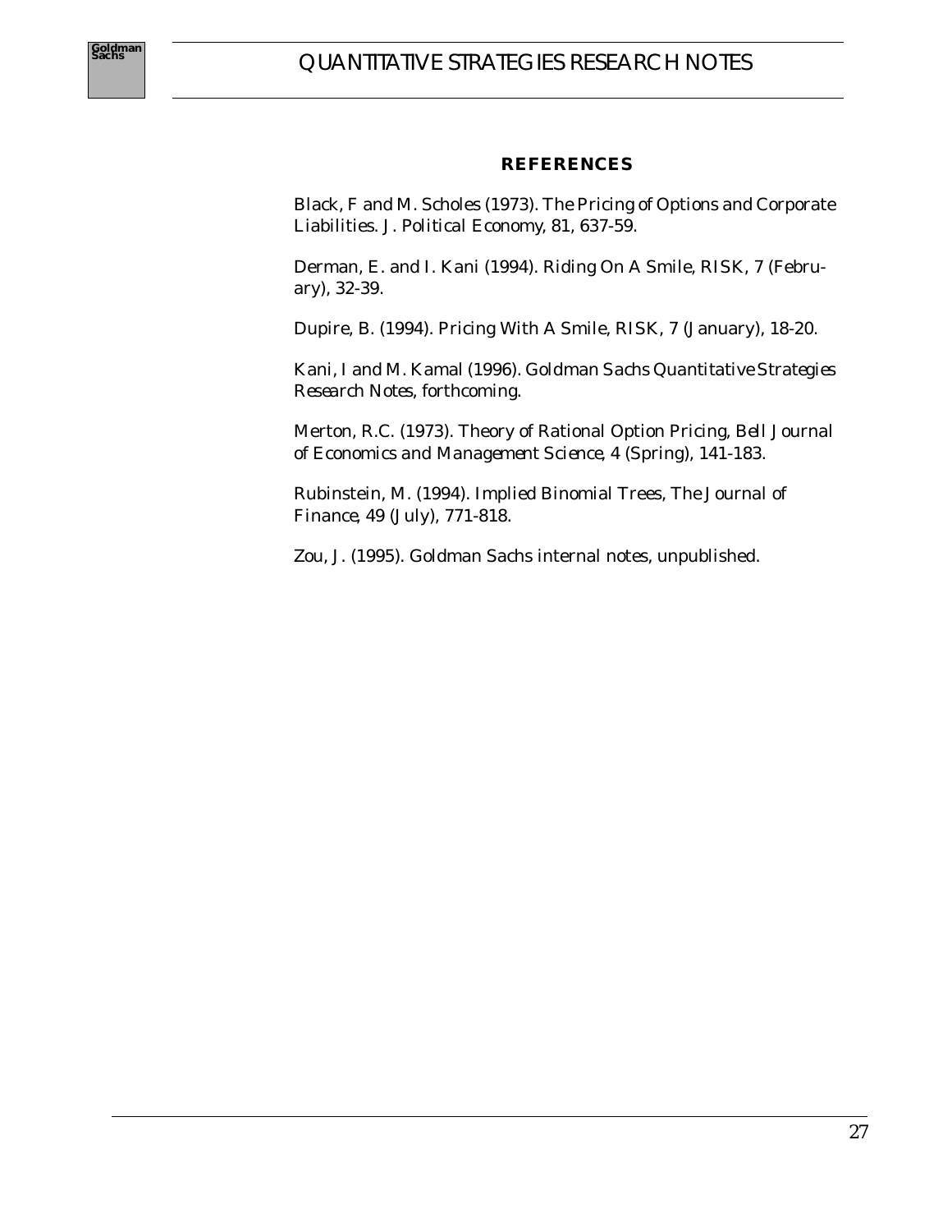## REFERENCES

Black, F and M. Scholes (1973). The Pricing of Options and Corporate Liabilities. *J. Political Economy*, 81, 637-59.

Derman, E. and I. Kani (1994). Riding On A Smile, *RISK*, 7 (February), 32-39.

Dupire, B. (1994). Pricing With A Smile, *RISK*, 7 (January), 18-20.

Kani, I and M. Kamal (1996). *Goldman Sachs Quantitative Strategies Research Notes*, forthcoming.

Merton, R.C. (1973). Theory of Rational Option Pricing, *Bell Journal of Economics and Management Science*, 4 (Spring), 141-183.

Rubinstein, M. (1994). Implied Binomial Trees, *The Journal of Finance*, 49 (July), 771-818.

Zou, J. (1995). Goldman Sachs internal notes, unpublished.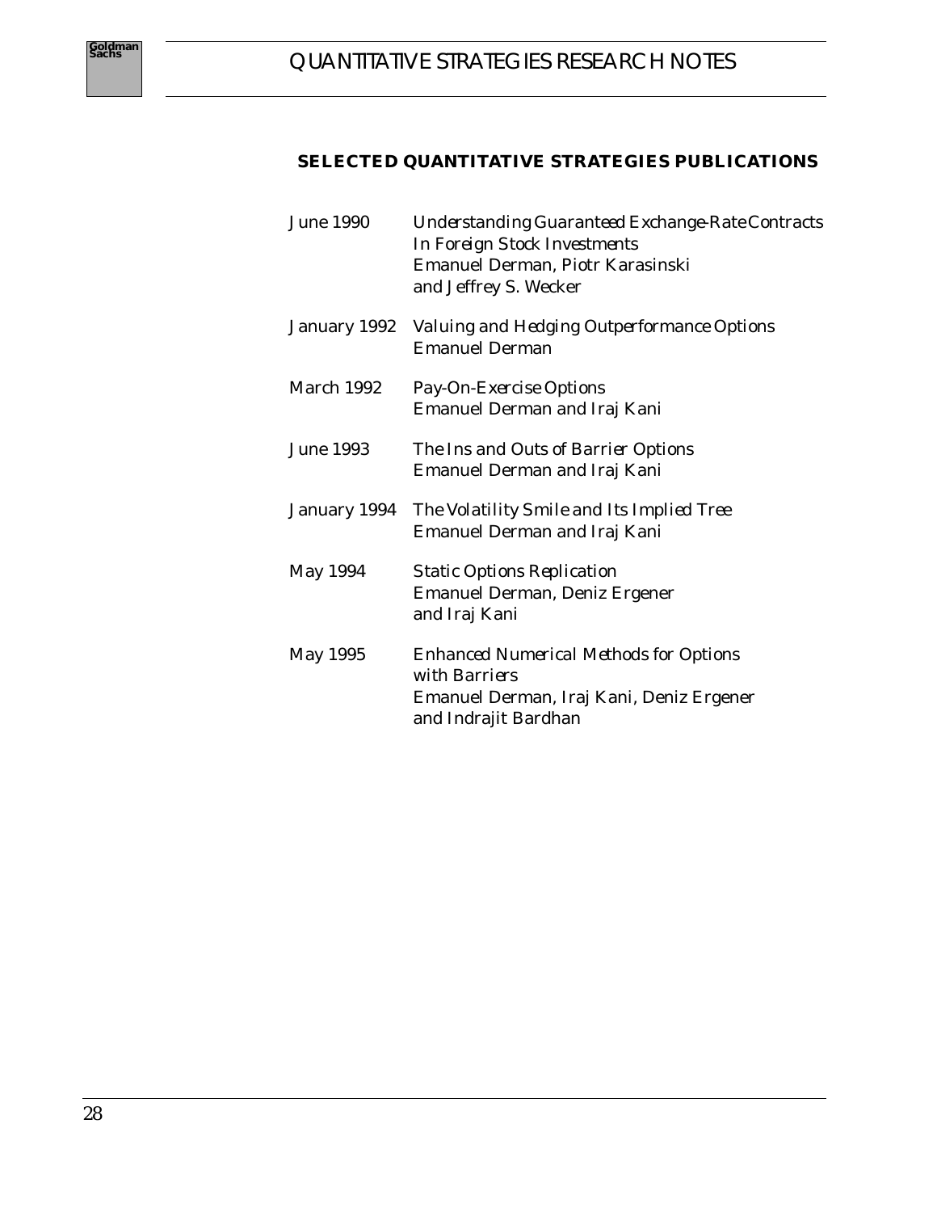## SELECTED QUANTITATIVE STRATEGIES PUBLICATIONS

| | |
|---|---|
| June 1990 | *Understanding Guaranteed Exchange-Rate Contracts In Foreign Stock Investments*<br>Emanuel Derman, Piotr Karasinski and Jeffrey S. Wecker |
| January 1992 | *Valuing and Hedging Outperformance Options*<br>Emanuel Derman |
| March 1992 | *Pay-On-Exercise Options*<br>Emanuel Derman and Iraj Kani |
| June 1993 | *The Ins and Outs of Barrier Options*<br>Emanuel Derman and Iraj Kani |
| January 1994 | *The Volatility Smile and Its Implied Tree*<br>Emanuel Derman and Iraj Kani |
| May 1994 | *Static Options Replication*<br>Emanuel Derman, Deniz Ergener and Iraj Kani |
| May 1995 | *Enhanced Numerical Methods for Options with Barriers*<br>Emanuel Derman, Iraj Kani, Deniz Ergener and Indrajit Bardhan |